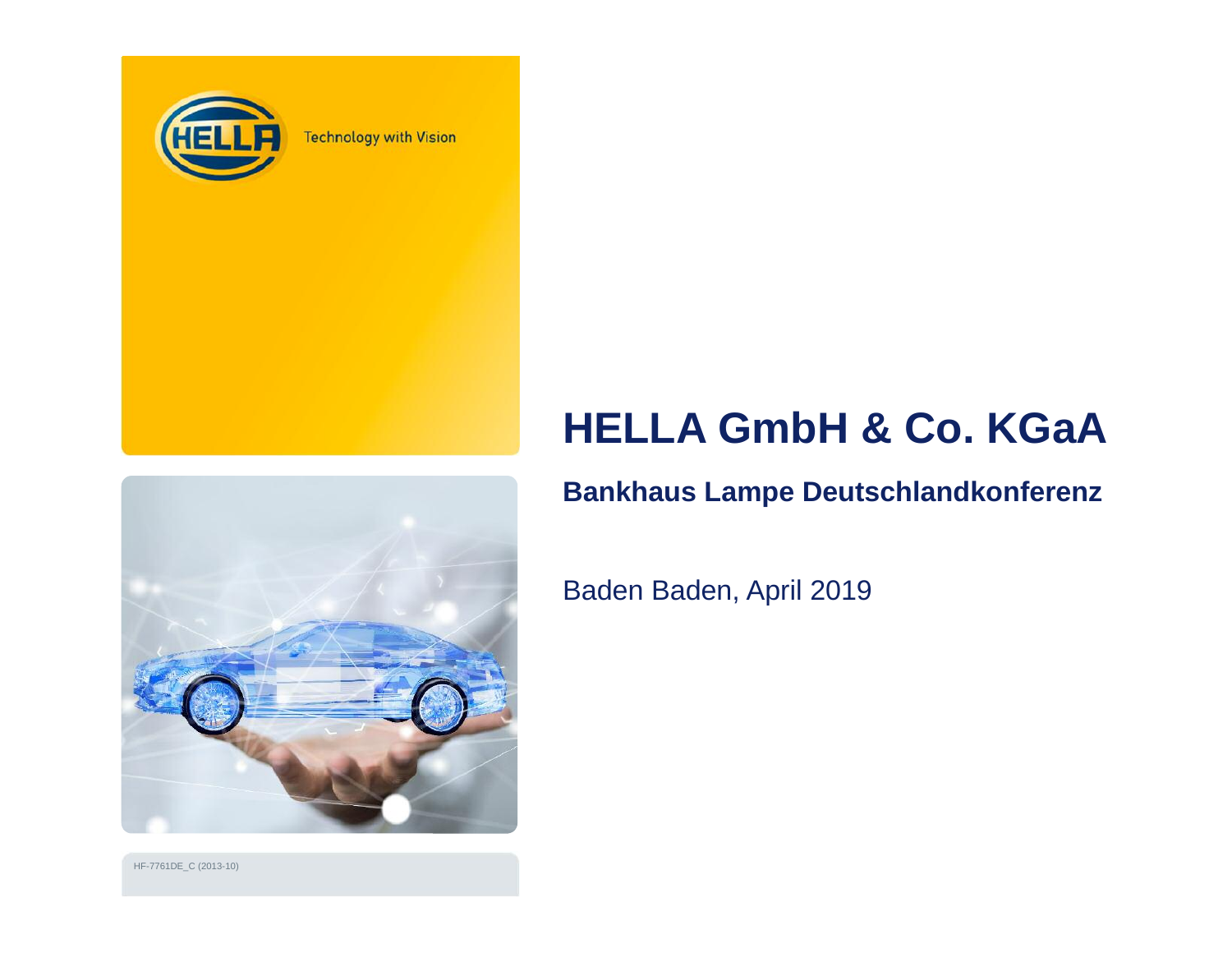HELLA Technology with Vision

# HELLA GmbH & Co. KGaA

## Bankhaus Lampe Deutschlandkonferenz

Baden Baden, April 2019

HF-7761DE_C (2013-10)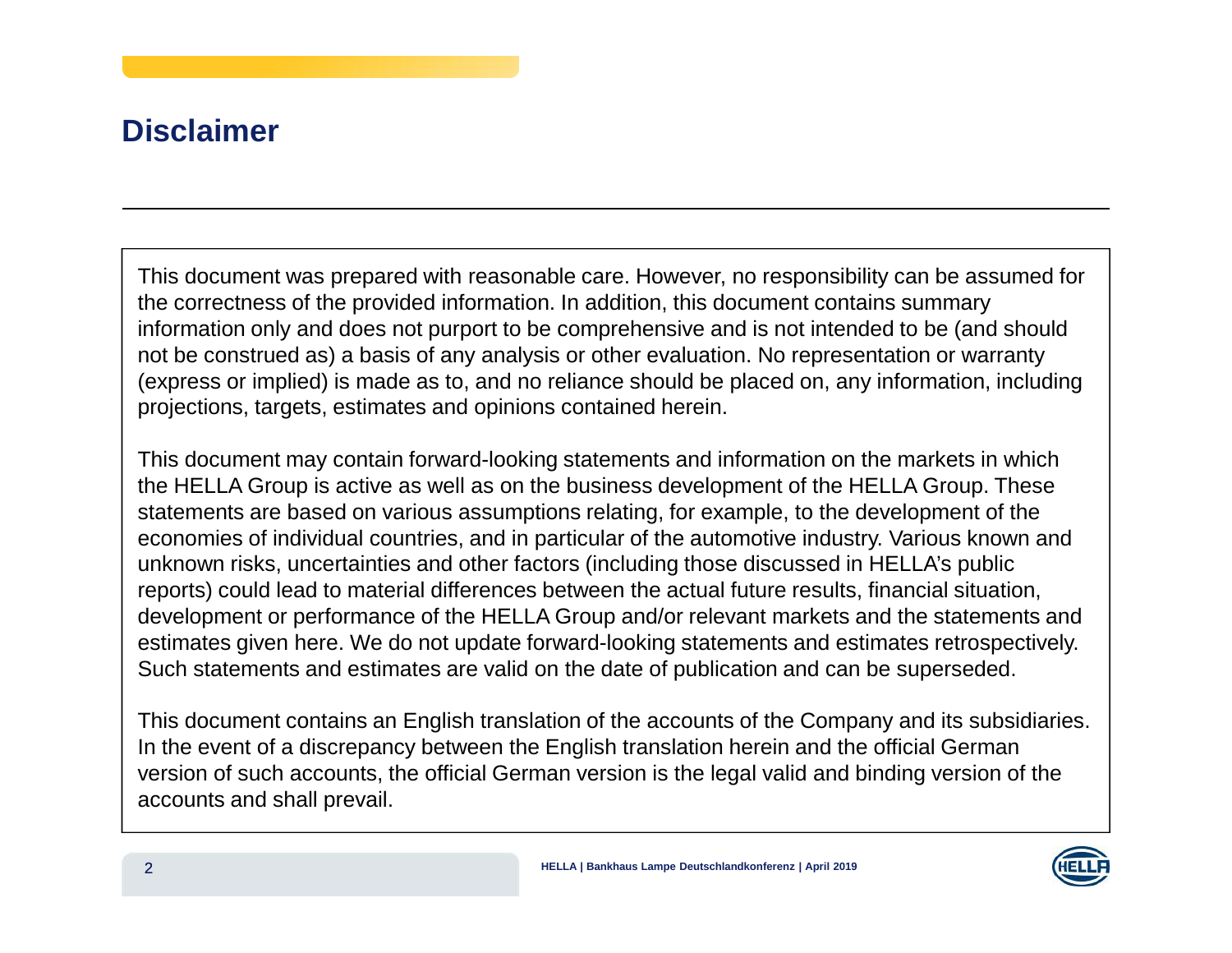# Disclaimer

This document was prepared with reasonable care. However, no responsibility can be assumed for the correctness of the provided information. In addition, this document contains summary information only and does not purport to be comprehensive and is not intended to be (and should not be construed as) a basis of any analysis or other evaluation. No representation or warranty (express or implied) is made as to, and no reliance should be placed on, any information, including projections, targets, estimates and opinions contained herein.

This document may contain forward-looking statements and information on the markets in which the HELLA Group is active as well as on the business development of the HELLA Group. These statements are based on various assumptions relating, for example, to the development of the economies of individual countries, and in particular of the automotive industry. Various known and unknown risks, uncertainties and other factors (including those discussed in HELLA's public reports) could lead to material differences between the actual future results, financial situation, development or performance of the HELLA Group and/or relevant markets and the statements and estimates given here. We do not update forward-looking statements and estimates retrospectively. Such statements and estimates are valid on the date of publication and can be superseded.

This document contains an English translation of the accounts of the Company and its subsidiaries. In the event of a discrepancy between the English translation herein and the official German version of such accounts, the official German version is the legal valid and binding version of the accounts and shall prevail.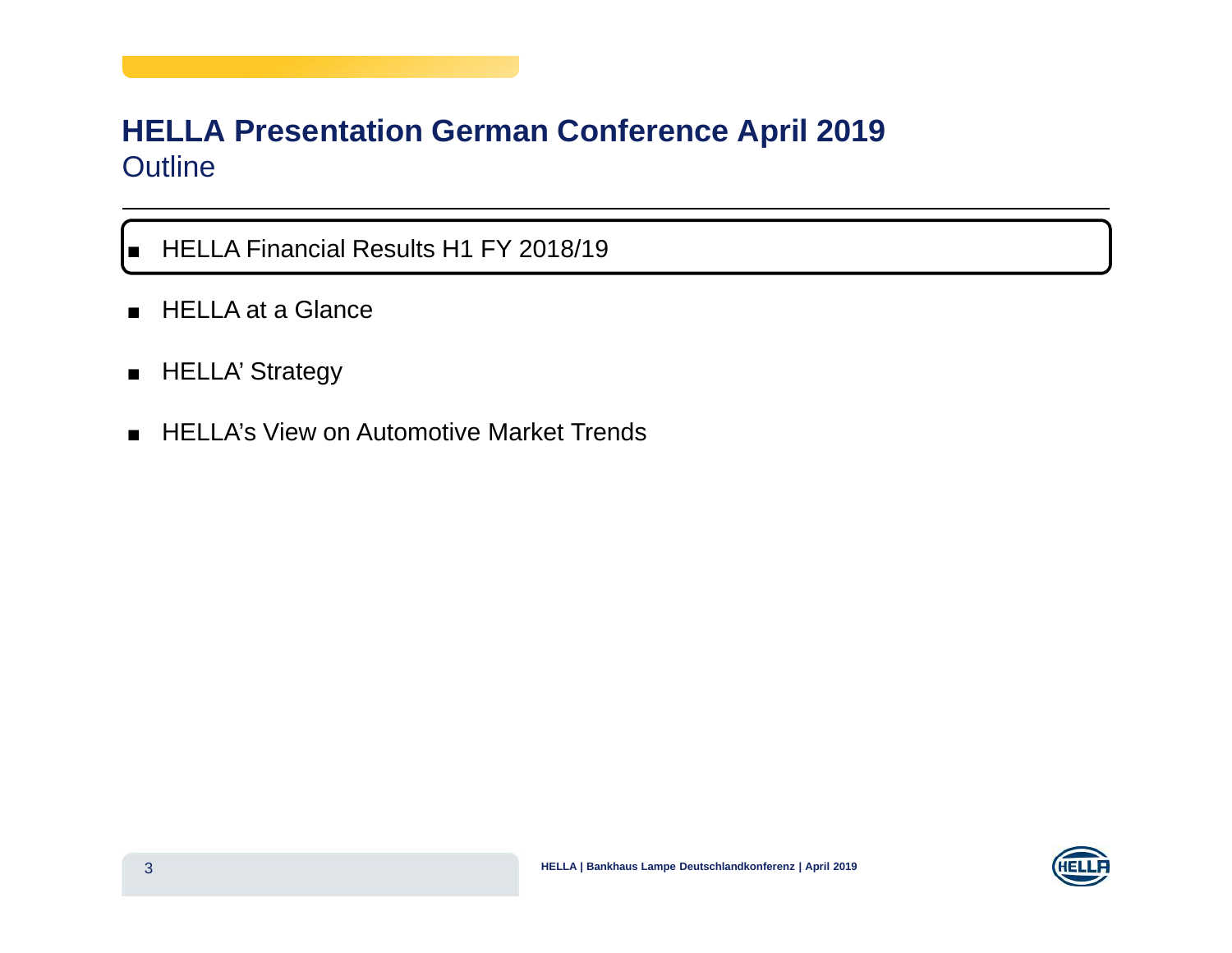# HELLA Presentation German Conference April 2019

## Outline

- HELLA Financial Results H1 FY 2018/19
- HELLA at a Glance
- HELLA' Strategy
- HELLA's View on Automotive Market Trends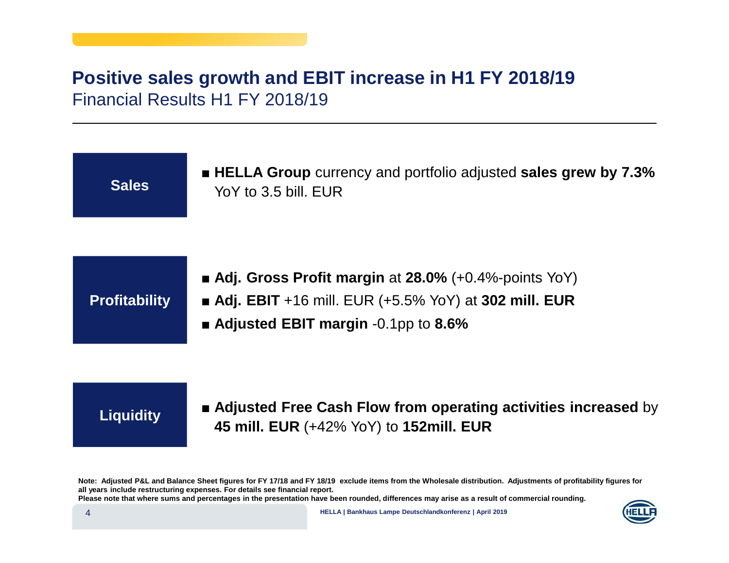# Positive sales growth and EBIT increase in H1 FY 2018/19

Financial Results H1 FY 2018/19

**Sales**

- **HELLA Group** currency and portfolio adjusted **sales grew by 7.3%** YoY to 3.5 bill. EUR

**Profitability**

- **Adj. Gross Profit margin** at **28.0%** (+0.4%-points YoY)
- **Adj. EBIT** +16 mill. EUR (+5.5% YoY) at **302 mill. EUR**
- **Adjusted EBIT margin** -0.1pp to **8.6%**

**Liquidity**

- **Adjusted Free Cash Flow from operating activities increased** by **45 mill. EUR** (+42% YoY) to **152mill. EUR**

**Note: Adjusted P&L and Balance Sheet figures for FY 17/18 and FY 18/19 exclude items from the Wholesale distribution. Adjustments of profitability figures for all years include restructuring expenses. For details see financial report.**
**Please note that where sums and percentages in the presentation have been rounded, differences may arise as a result of commercial rounding.**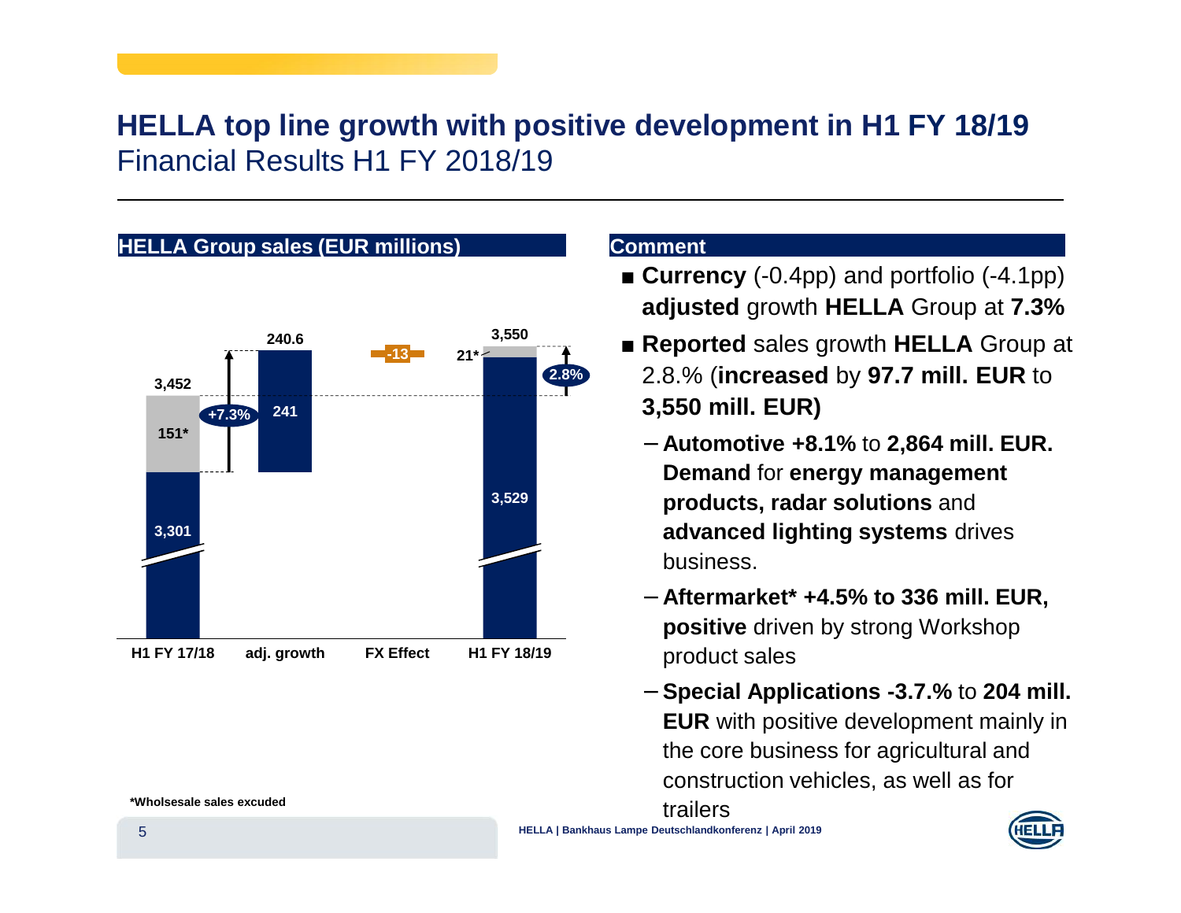# HELLA top line growth with positive development in H1 FY 18/19

Financial Results H1 FY 2018/19

**HELLA Group sales (EUR millions)**

| | H1 FY 17/18 | adj. growth | FX Effect | H1 FY 18/19 |
|---|---|---|---|---|
| Total | 3,452 | 240.6 | -13 | 3,550 |
| Components | 3,301 + 151* | 241 | | 3,529 + 21* |
| Growth | | +7.3% | | 2.8% |

*Wholsesale sales excuded

**Comment**

- **Currency** (-0.4pp) and portfolio (-4.1pp) **adjusted** growth **HELLA** Group at **7.3%**
- **Reported** sales growth **HELLA** Group at 2.8% (**increased** by **97.7 mill. EUR** to **3,550 mill. EUR)**
  - **Automotive +8.1%** to **2,864 mill. EUR. Demand** for **energy management products, radar solutions** and **advanced lighting systems** drives business.
  - **Aftermarket* +4.5% to 336 mill. EUR, positive** driven by strong Workshop product sales
  - **Special Applications -3.7%** to **204 mill. EUR** with positive development mainly in the core business for agricultural and construction vehicles, as well as for trailers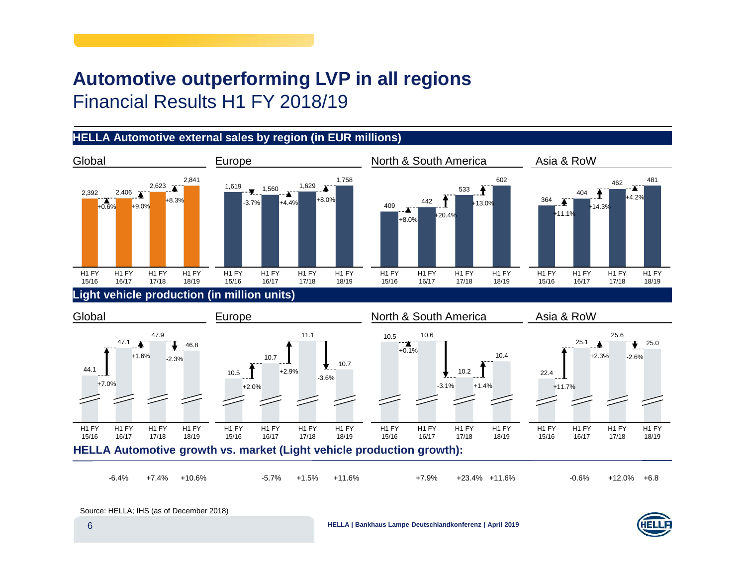# Automotive outperforming LVP in all regions

## Financial Results H1 FY 2018/19

### HELLA Automotive external sales by region (in EUR millions)

| Region | H1 FY 15/16 | H1 FY 16/17 | H1 FY 17/18 | H1 FY 18/19 |
|---|---|---|---|---|
| Global | 2,392 | 2,406 (+0.6%) | 2,623 (+9.0%) | 2,841 (+8.3%) |
| Europe | 1,619 | 1,560 (-3.7%) | 1,629 (+4.4%) | 1,758 (+8.0%) |
| North & South America | 409 | 442 (+8.0%) | 533 (+20.4%) | 602 (+13.0%) |
| Asia & RoW | 364 | 404 (+11.1%) | 462 (+14.3%) | 481 (+4.2%) |

### Light vehicle production (in million units)

| Region | H1 FY 15/16 | H1 FY 16/17 | H1 FY 17/18 | H1 FY 18/19 |
|---|---|---|---|---|
| Global | 44.1 | 47.1 (+7.0%) | 47.9 (+1.6%) | 46.8 (-2.3%) |
| Europe | 10.5 | 10.7 (+2.0%) | 11.1 (+2.9%) | 10.7 (-3.6%) |
| North & South America | 10.5 | 10.6 (+0.1%) | 10.2 (-3.1%) | 10.4 (+1.4%) |
| Asia & RoW | 22.4 | 25.1 (+11.7%) | 25.6 (+2.3%) | 25.0 (-2.6%) |

### HELLA Automotive growth vs. market (Light vehicle production growth):

| Region | H1 FY 16/17 | H1 FY 17/18 | H1 FY 18/19 |
|---|---|---|---|
| Global | -6.4% | +7.4% | +10.6% |
| Europe | -5.7% | +1.5% | +11.6% |
| North & South America | +7.9% | +23.4% | +11.6% |
| Asia & RoW | -0.6% | +12.0% | +6.8 |

Source: HELLA; IHS (as of December 2018)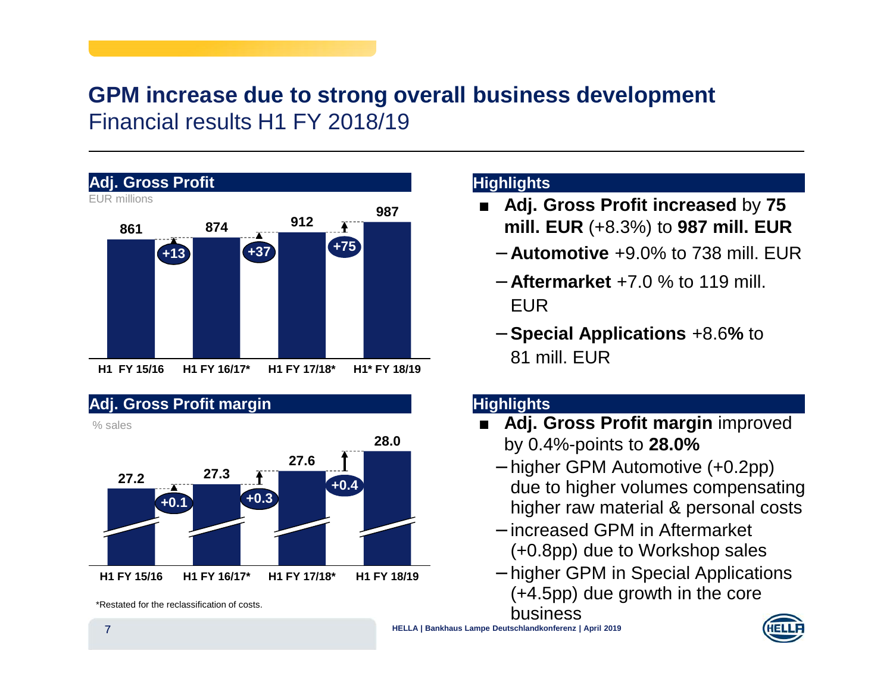# GPM increase due to strong overall business development

## Financial results H1 FY 2018/19

### Adj. Gross Profit

EUR millions

| | H1 FY 15/16 | H1 FY 16/17* | H1 FY 17/18* | H1* FY 18/19 |
|---|---|---|---|---|
| Adj. Gross Profit | 861 | 874 | 912 | 987 |
| Change | | +13 | +37 | +75 |

### Highlights

- **Adj. Gross Profit increased** by **75 mill. EUR** (+8.3%) to **987 mill. EUR**
  - **Automotive** +9.0% to 738 mill. EUR
  - **Aftermarket** +7.0 % to 119 mill. EUR
  - **Special Applications** +8.6**%** to 81 mill. EUR

### Adj. Gross Profit margin

% sales

| | H1 FY 15/16 | H1 FY 16/17* | H1 FY 17/18* | H1 FY 18/19 |
|---|---|---|---|---|
| Adj. Gross Profit margin | 27.2 | 27.3 | 27.6 | 28.0 |
| Change | | +0.1 | +0.3 | +0.4 |

*Restated for the reclassification of costs.

### Highlights

- **Adj. Gross Profit margin** improved by 0.4%-points to **28.0%**
  - higher GPM Automotive (+0.2pp) due to higher volumes compensating higher raw material & personal costs
  - increased GPM in Aftermarket (+0.8pp) due to Workshop sales
  - higher GPM in Special Applications (+4.5pp) due growth in the core business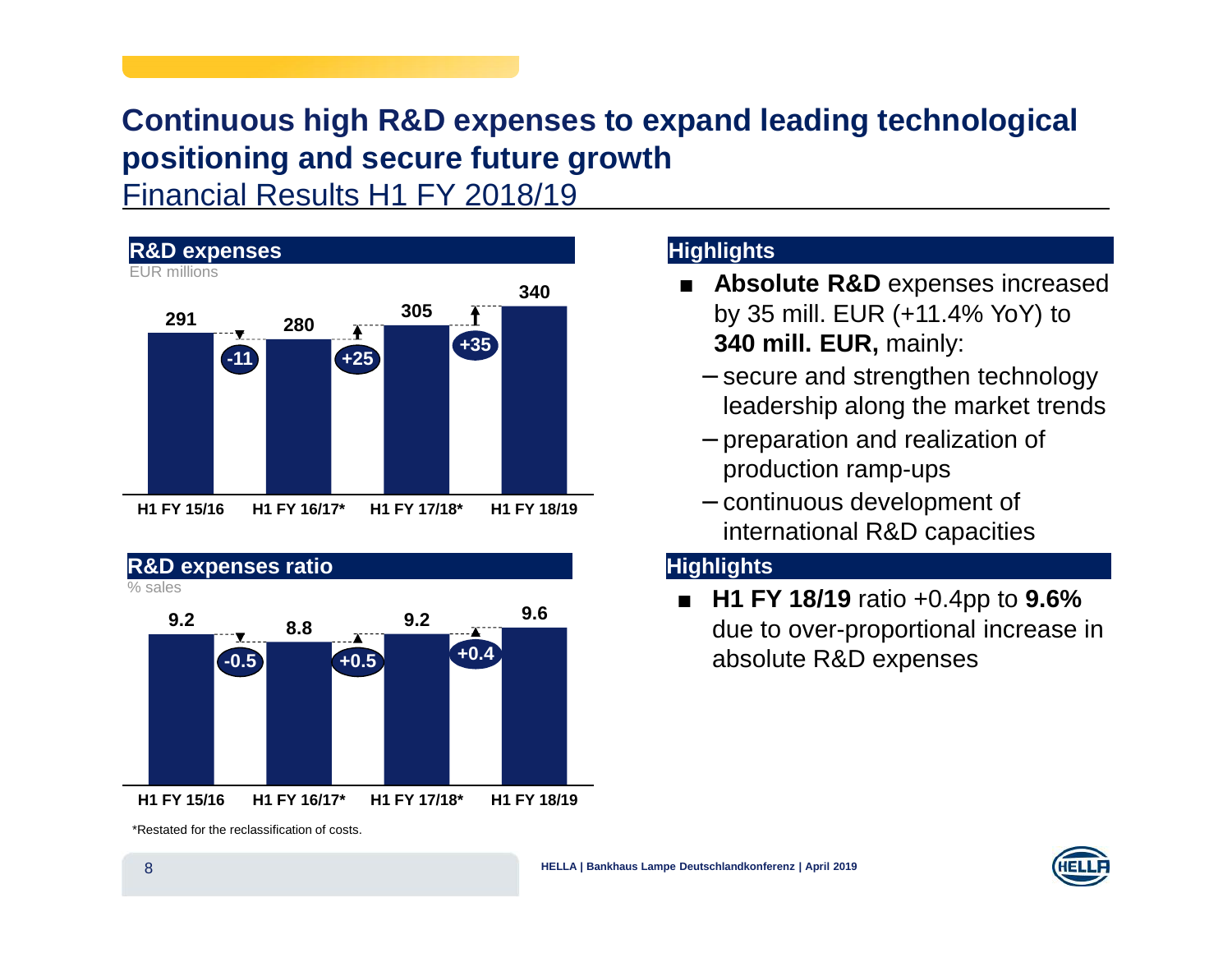# Continuous high R&D expenses to expand leading technological positioning and secure future growth

## Financial Results H1 FY 2018/19

### R&D expenses

EUR millions

| | H1 FY 15/16 | H1 FY 16/17* | H1 FY 17/18* | H1 FY 18/19 |
|---|---|---|---|---|
| R&D expenses | 291 | 280 | 305 | 340 |
| Change | | -11 | +25 | +35 |

### R&D expenses ratio

% sales

| | H1 FY 15/16 | H1 FY 16/17* | H1 FY 17/18* | H1 FY 18/19 |
|---|---|---|---|---|
| R&D expenses ratio | 9.2 | 8.8 | 9.2 | 9.6 |
| Change | | -0.5 | +0.5 | +0.4 |

*Restated for the reclassification of costs.

### Highlights

- **Absolute R&D** expenses increased by 35 mill. EUR (+11.4% YoY) to **340 mill. EUR,** mainly:
  - secure and strengthen technology leadership along the market trends
  - preparation and realization of production ramp-ups
  - continuous development of international R&D capacities

### Highlights

- **H1 FY 18/19** ratio +0.4pp to **9.6%** due to over-proportional increase in absolute R&D expenses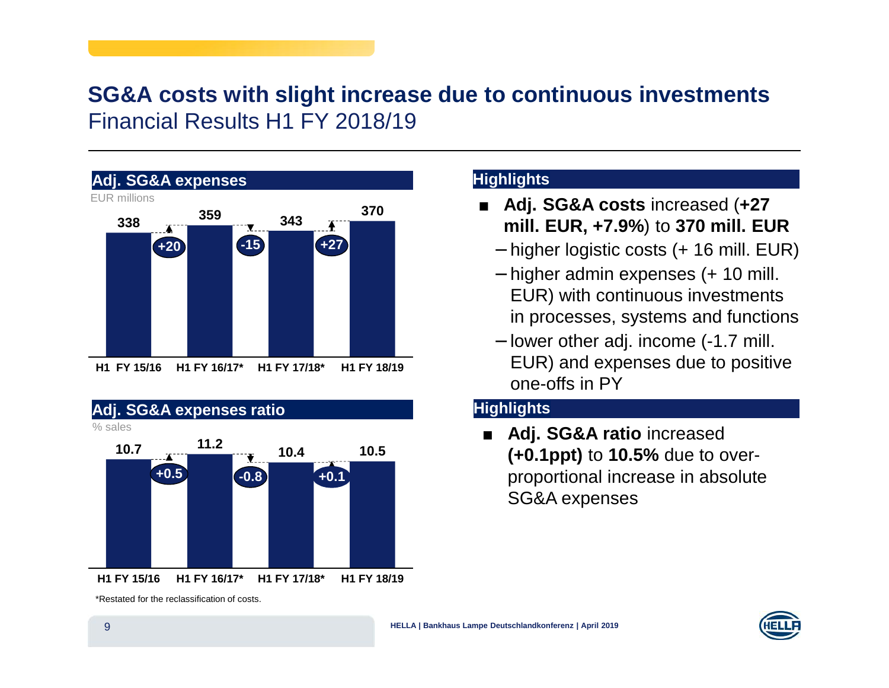# SG&A costs with slight increase due to continuous investments

## Financial Results H1 FY 2018/19

### Adj. SG&A expenses

EUR millions

| | H1 FY 15/16 | H1 FY 16/17* | H1 FY 17/18* | H1 FY 18/19 |
|---|---|---|---|---|
| Adj. SG&A expenses | 338 | 359 | 343 | 370 |
| Change | | +20 | -15 | +27 |

### Adj. SG&A expenses ratio

% sales

| | H1 FY 15/16 | H1 FY 16/17* | H1 FY 17/18* | H1 FY 18/19 |
|---|---|---|---|---|
| Adj. SG&A expenses ratio | 10.7 | 11.2 | 10.4 | 10.5 |
| Change | | +0.5 | -0.8 | +0.1 |

*Restated for the reclassification of costs.

### Highlights

- **Adj. SG&A costs** increased (**+27 mill. EUR, +7.9%**) to **370 mill. EUR**
  - higher logistic costs (+ 16 mill. EUR)
  - higher admin expenses (+ 10 mill. EUR) with continuous investments in processes, systems and functions
  - lower other adj. income (-1.7 mill. EUR) and expenses due to positive one-offs in PY

### Highlights

- **Adj. SG&A ratio** increased **(+0.1ppt)** to **10.5%** due to over-proportional increase in absolute SG&A expenses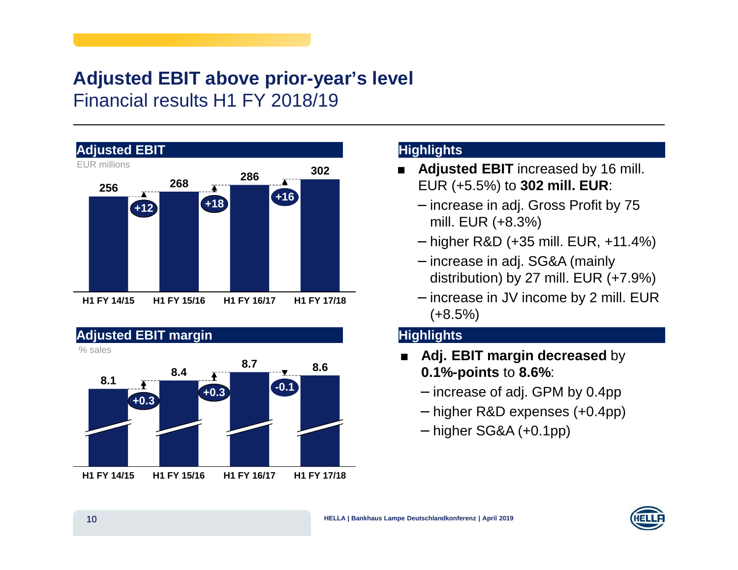# Adjusted EBIT above prior-year's level

## Financial results H1 FY 2018/19

### Adjusted EBIT

EUR millions

| | H1 FY 14/15 | H1 FY 15/16 | H1 FY 16/17 | H1 FY 17/18 |
|---|---|---|---|---|
| Adjusted EBIT | 256 | 268 | 286 | 302 |
| Change | | +12 | +18 | +16 |

### Adjusted EBIT margin

% sales

| | H1 FY 14/15 | H1 FY 15/16 | H1 FY 16/17 | H1 FY 17/18 |
|---|---|---|---|---|
| Adjusted EBIT margin | 8.1 | 8.4 | 8.7 | 8.6 |
| Change | | +0.3 | +0.3 | -0.1 |

### Highlights

- **Adjusted EBIT** increased by 16 mill. EUR (+5.5%) to **302 mill. EUR**:
  - increase in adj. Gross Profit by 75 mill. EUR (+8.3%)
  - higher R&D (+35 mill. EUR, +11.4%)
  - increase in adj. SG&A (mainly distribution) by 27 mill. EUR (+7.9%)
  - increase in JV income by 2 mill. EUR (+8.5%)

### Highlights

- **Adj. EBIT margin decreased** by **0.1%-points** to **8.6%**:
  - increase of adj. GPM by 0.4pp
  - higher R&D expenses (+0.4pp)
  - higher SG&A (+0.1pp)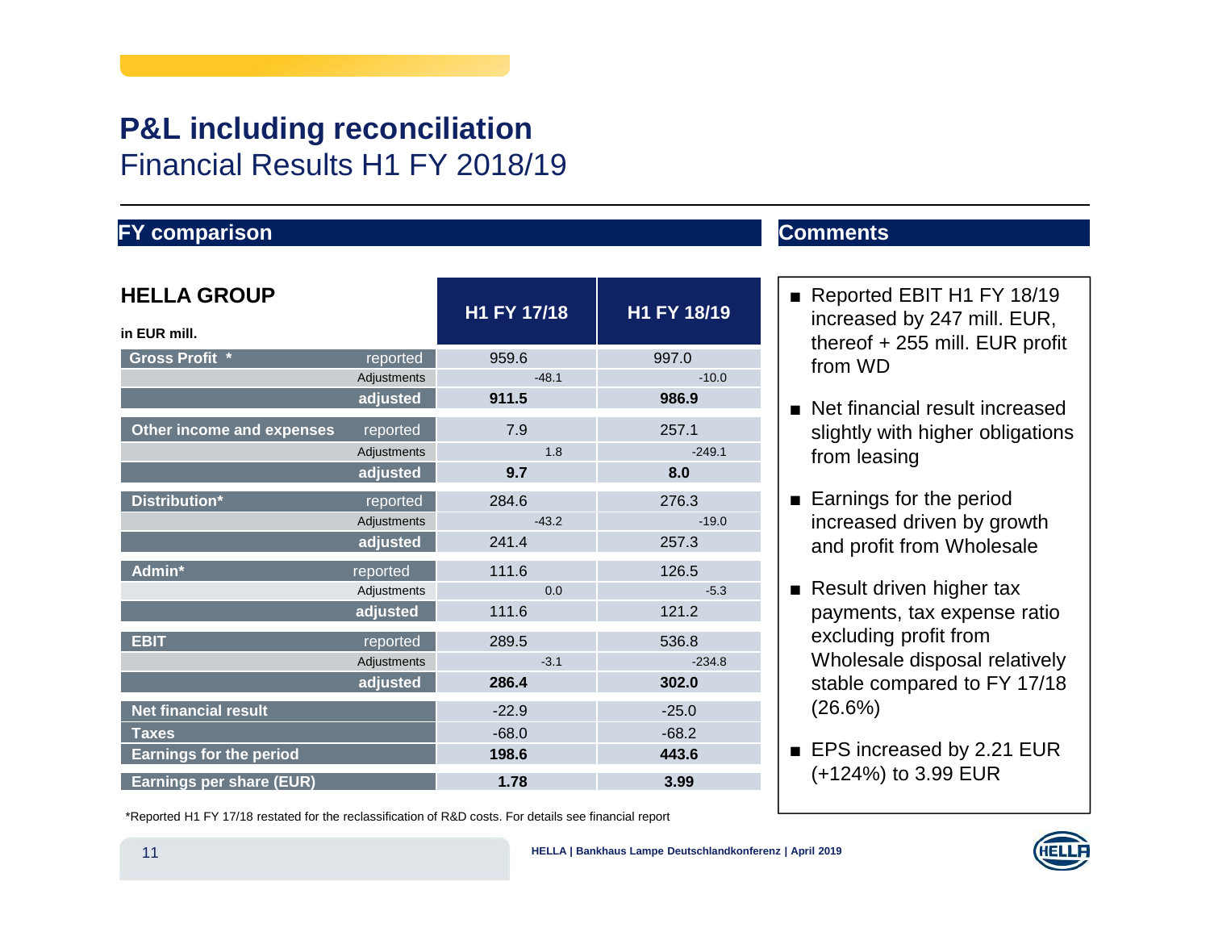# P&L including reconciliation

## Financial Results H1 FY 2018/19

### FY comparison

**HELLA GROUP**

**in EUR mill.**

| | | H1 FY 17/18 | H1 FY 18/19 |
|---|---|---|---|
| **Gross Profit** * | reported | 959.6 | 997.0 |
| | Adjustments | -48.1 | -10.0 |
| | **adjusted** | **911.5** | **986.9** |
| **Other income and expenses** | reported | 7.9 | 257.1 |
| | Adjustments | 1.8 | -249.1 |
| | **adjusted** | **9.7** | **8.0** |
| **Distribution*** | reported | 284.6 | 276.3 |
| | Adjustments | -43.2 | -19.0 |
| | **adjusted** | 241.4 | 257.3 |
| **Admin*** | reported | 111.6 | 126.5 |
| | Adjustments | 0.0 | -5.3 |
| | **adjusted** | 111.6 | 121.2 |
| **EBIT** | reported | 289.5 | 536.8 |
| | Adjustments | -3.1 | -234.8 |
| | **adjusted** | **286.4** | **302.0** |
| **Net financial result** | | -22.9 | -25.0 |
| **Taxes** | | -68.0 | -68.2 |
| **Earnings for the period** | | **198.6** | **443.6** |
| **Earnings per share (EUR)** | | **1.78** | **3.99** |

*Reported H1 FY 17/18 restated for the reclassification of R&D costs. For details see financial report

### Comments

- Reported EBIT H1 FY 18/19 increased by 247 mill. EUR, thereof + 255 mill. EUR profit from WD
- Net financial result increased slightly with higher obligations from leasing
- Earnings for the period increased driven by growth and profit from Wholesale
- Result driven higher tax payments, tax expense ratio excluding profit from Wholesale disposal relatively stable compared to FY 17/18 (26.6%)
- EPS increased by 2.21 EUR (+124%) to 3.99 EUR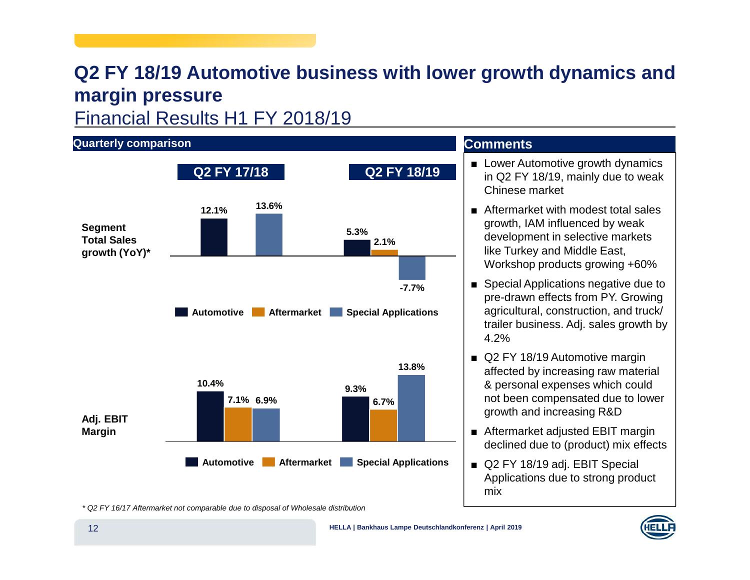# Q2 FY 18/19 Automotive business with lower growth dynamics and margin pressure

## Financial Results H1 FY 2018/19

### Quarterly comparison

**Segment Total Sales growth (YoY)***

| | Q2 FY 17/18 | Q2 FY 18/19 |
|---|---|---|
| Automotive | 12.1% | 5.3% |
| Aftermarket | | 2.1% |
| Special Applications | 13.6% | -7.7% |

**Adj. EBIT Margin**

| | Q2 FY 17/18 | Q2 FY 18/19 |
|---|---|---|
| Automotive | 10.4% | 9.3% |
| Aftermarket | 7.1% | 6.7% |
| Special Applications | 6.9% | 13.8% |

*\* Q2 FY 16/17 Aftermarket not comparable due to disposal of Wholesale distribution*

### Comments

- Lower Automotive growth dynamics in Q2 FY 18/19, mainly due to weak Chinese market
- Aftermarket with modest total sales growth, IAM influenced by weak development in selective markets like Turkey and Middle East, Workshop products growing +60%
- Special Applications negative due to pre-drawn effects from PY. Growing agricultural, construction, and truck/ trailer business. Adj. sales growth by 4.2%
- Q2 FY 18/19 Automotive margin affected by increasing raw material & personal expenses which could not been compensated due to lower growth and increasing R&D
- Aftermarket adjusted EBIT margin declined due to (product) mix effects
- Q2 FY 18/19 adj. EBIT Special Applications due to strong product mix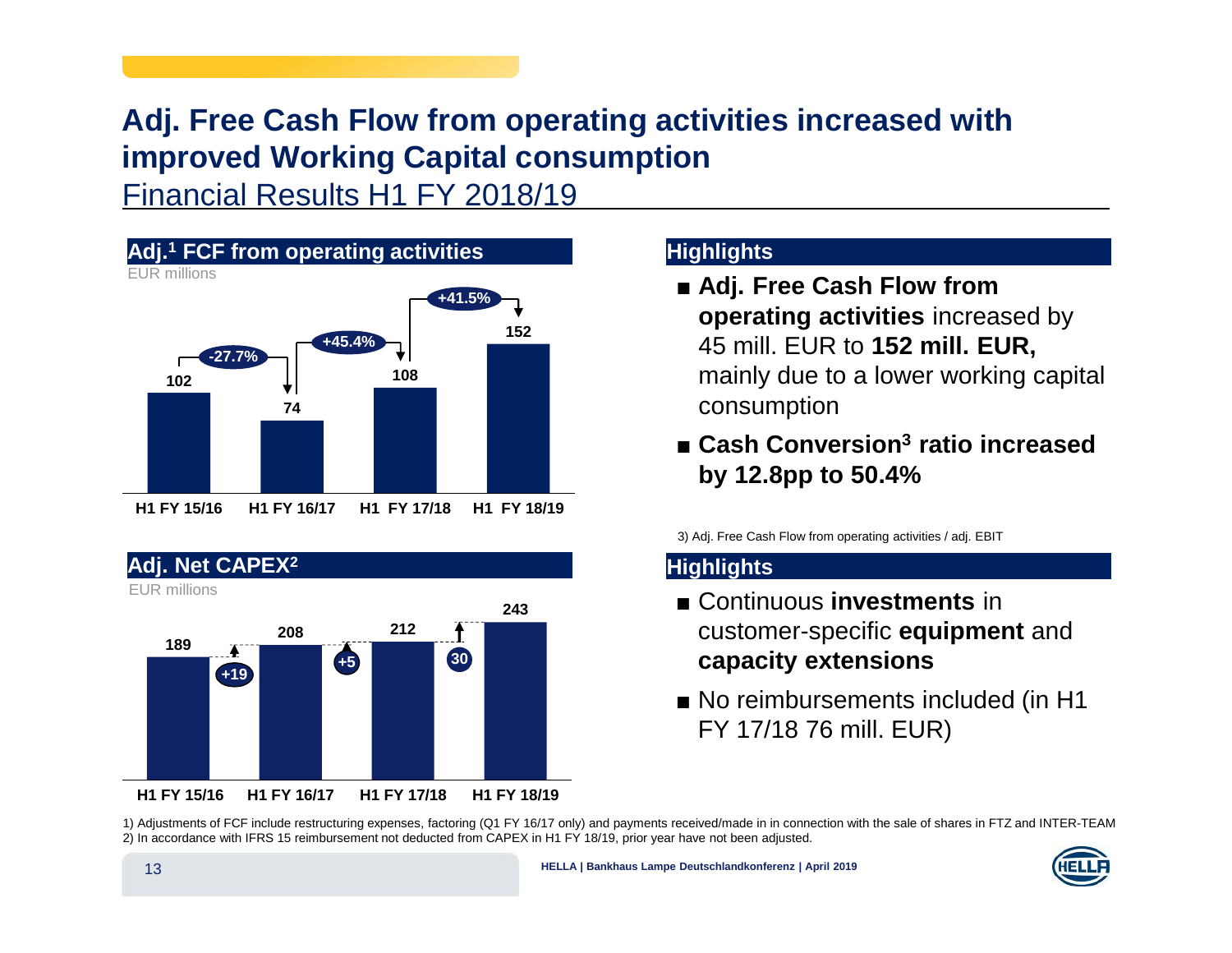# Adj. Free Cash Flow from operating activities increased with improved Working Capital consumption

## Financial Results H1 FY 2018/19

### Adj.[1] FCF from operating activities

EUR millions

| | H1 FY 15/16 | H1 FY 16/17 | H1 FY 17/18 | H1 FY 18/19 |
|---|---|---|---|---|
| Adj. FCF | 102 | 74 | 108 | 152 |
| Change | | -27.7% | +45.4% | +41.5% |

### Highlights

- **Adj. Free Cash Flow from operating activities** increased by 45 mill. EUR to **152 mill. EUR,** mainly due to a lower working capital consumption
- **Cash Conversion[3] ratio increased by 12.8pp to 50.4%**

3) Adj. Free Cash Flow from operating activities / adj. EBIT

### Adj. Net CAPEX[2]

EUR millions

| | H1 FY 15/16 | H1 FY 16/17 | H1 FY 17/18 | H1 FY 18/19 |
|---|---|---|---|---|
| Adj. Net CAPEX | 189 | 208 | 212 | 243 |
| Change | | +19 | +5 | 30 |

### Highlights

- Continuous **investments** in customer-specific **equipment** and **capacity extensions**
- No reimbursements included (in H1 FY 17/18 76 mill. EUR)

1) Adjustments of FCF include restructuring expenses, factoring (Q1 FY 16/17 only) and payments received/made in in connection with the sale of shares in FTZ and INTER-TEAM
2) In accordance with IFRS 15 reimbursement not deducted from CAPEX in H1 FY 18/19, prior year have not been adjusted.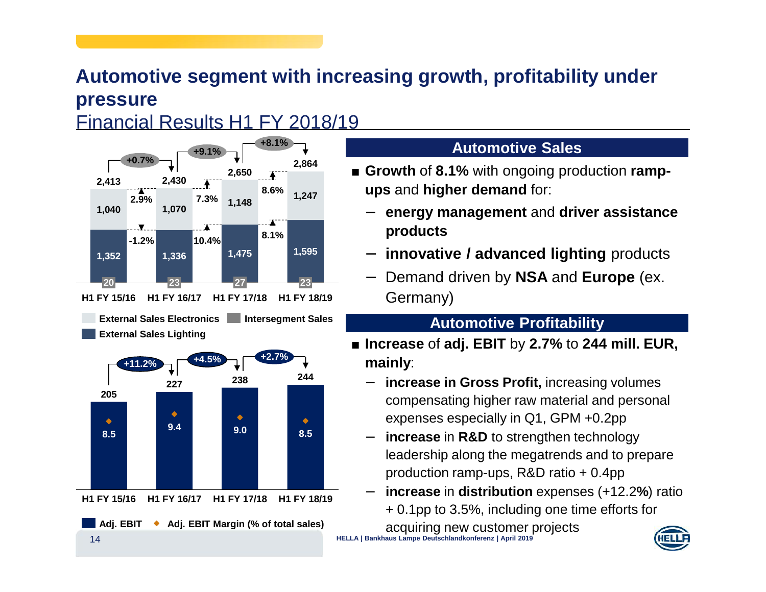# Automotive segment with increasing growth, profitability under pressure

## Financial Results H1 FY 2018/19

| | H1 FY 15/16 | H1 FY 16/17 | H1 FY 17/18 | H1 FY 18/19 |
|---|---|---|---|---|
| External Sales Electronics | 1,040 | 1,070 | 1,148 | 1,247 |
| External Sales Lighting | 1,352 | 1,336 | 1,475 | 1,595 |
| Intersegment Sales | 20 | 23 | 27 | 23 |
| Total | 2,413 | 2,430 | 2,650 | 2,864 |
| Growth total | | +0.7% | +9.1% | +8.1% |
| Growth Electronics | | 2.9% | 7.3% | 8.6% |
| Growth Lighting | | -1.2% | 10.4% | 8.1% |

| | H1 FY 15/16 | H1 FY 16/17 | H1 FY 17/18 | H1 FY 18/19 |
|---|---|---|---|---|
| Adj. EBIT | 205 | 227 | 238 | 244 |
| Adj. EBIT Margin (% of total sales) | 8.5 | 9.4 | 9.0 | 8.5 |
| Growth | | +11.2% | +4.5% | +2.7% |

### Automotive Sales

- **Growth** of **8.1%** with ongoing production **ramp-ups** and **higher demand** for:
  - **energy management** and **driver assistance products**
  - **innovative / advanced lighting** products
  - Demand driven by **NSA** and **Europe** (ex. Germany)

### Automotive Profitability

- **Increase** of **adj. EBIT** by **2.7%** to **244 mill. EUR, mainly**:
  - **increase in Gross Profit,** increasing volumes compensating higher raw material and personal expenses especially in Q1, GPM +0.2pp
  - **increase** in **R&D** to strengthen technology leadership along the megatrends and to prepare production ramp-ups, R&D ratio + 0.4pp
  - **increase** in **distribution** expenses (+12.2**%**) ratio + 0.1pp to 3.5%, including one time efforts for acquiring new customer projects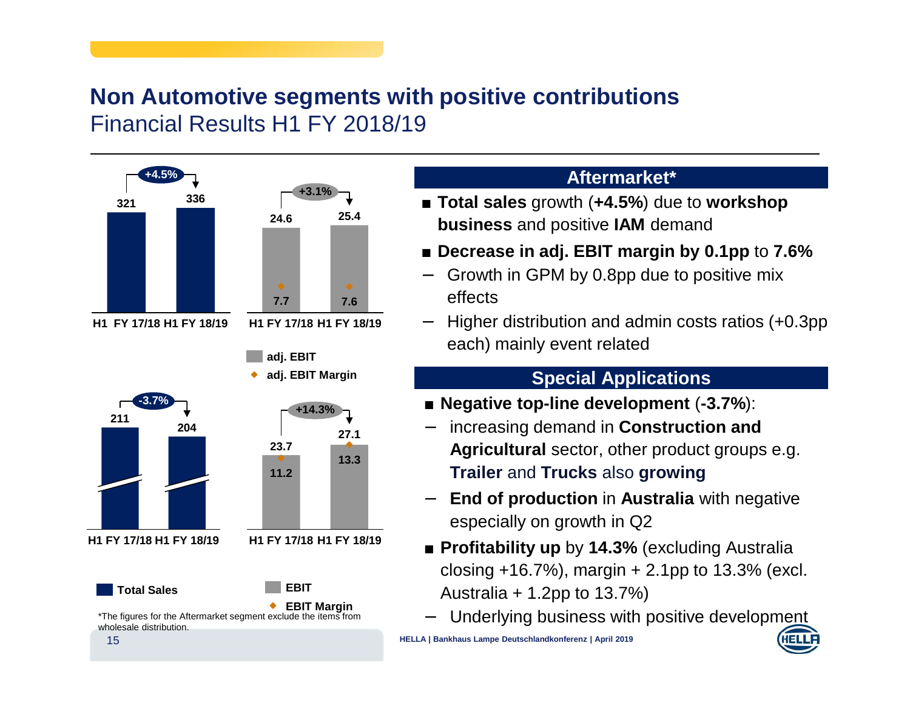# Non Automotive segments with positive contributions

## Financial Results H1 FY 2018/19

**Aftermarket – Total Sales**

| | H1 FY 17/18 | H1 FY 18/19 |
|---|---|---|
| Total Sales | 321 | 336 |
| Change | | +4.5% |

**Aftermarket – adj. EBIT**

| | H1 FY 17/18 | H1 FY 18/19 |
|---|---|---|
| adj. EBIT | 24.6 | 25.4 |
| adj. EBIT Margin | 7.7 | 7.6 |
| Change | | +3.1% |

**Special Applications – Total Sales**

| | H1 FY 17/18 | H1 FY 18/19 |
|---|---|---|
| Total Sales | 211 | 204 |
| Change | | -3.7% |

**Special Applications – EBIT**

| | H1 FY 17/18 | H1 FY 18/19 |
|---|---|---|
| EBIT | 23.7 | 27.1 |
| EBIT Margin | 11.2 | 13.3 |
| Change | | +14.3% |

*The figures for the Aftermarket segment exclude the items from wholesale distribution.

### Aftermarket*

- **Total sales** growth (**+4.5%**) due to **workshop business** and positive **IAM** demand
- **Decrease in adj. EBIT margin by 0.1pp** to **7.6%**
  - Growth in GPM by 0.8pp due to positive mix effects
  - Higher distribution and admin costs ratios (+0.3pp each) mainly event related

### Special Applications

- **Negative top-line development** (**-3.7%**):
  - increasing demand in **Construction and Agricultural** sector, other product groups e.g. **Trailer** and **Trucks** also **growing**
  - **End of production** in **Australia** with negative especially on growth in Q2
- **Profitability up** by **14.3%** (excluding Australia closing +16.7%), margin + 2.1pp to 13.3% (excl. Australia + 1.2pp to 13.7%)
  - Underlying business with positive development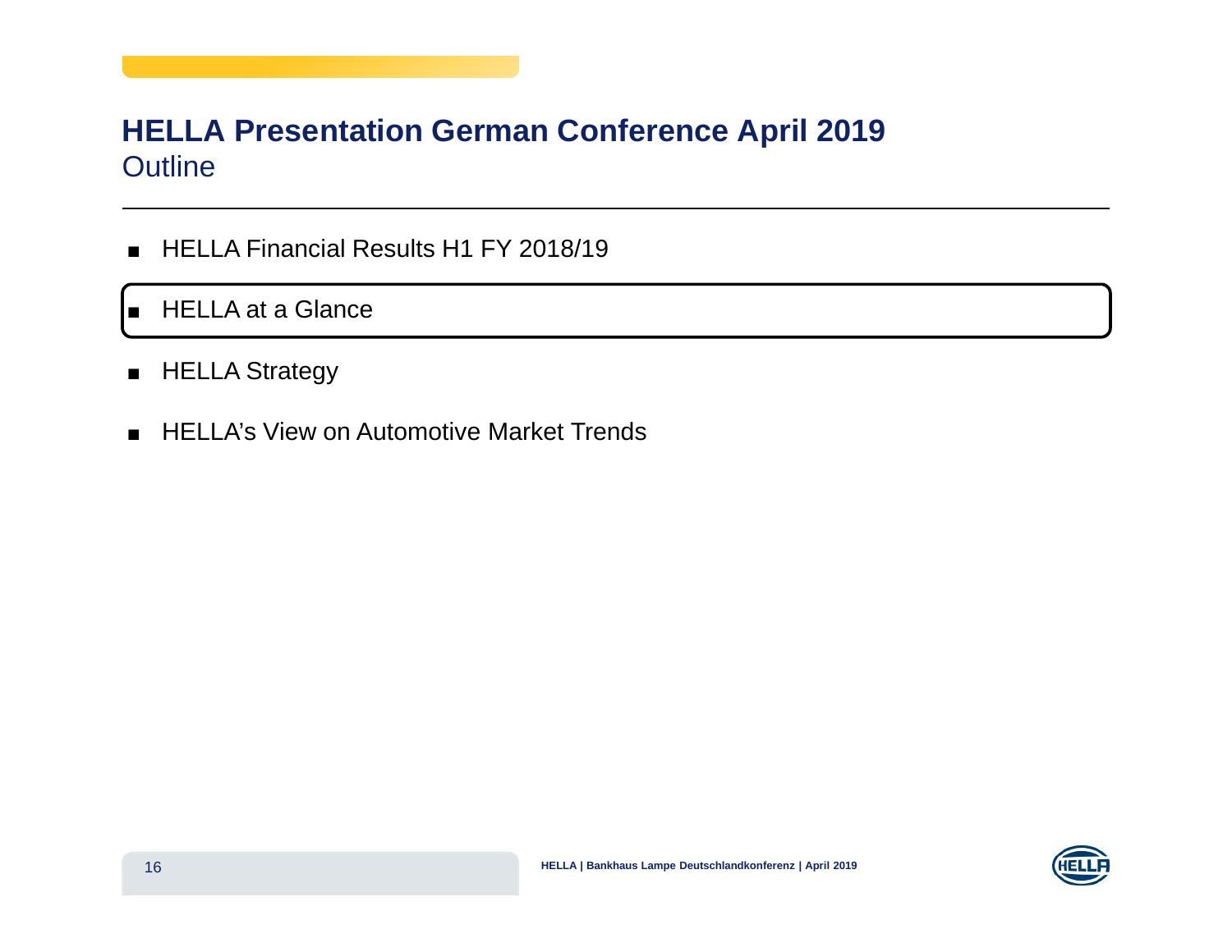# HELLA Presentation German Conference April 2019

## Outline

- HELLA Financial Results H1 FY 2018/19
- **HELLA at a Glance**
- HELLA Strategy
- HELLA's View on Automotive Market Trends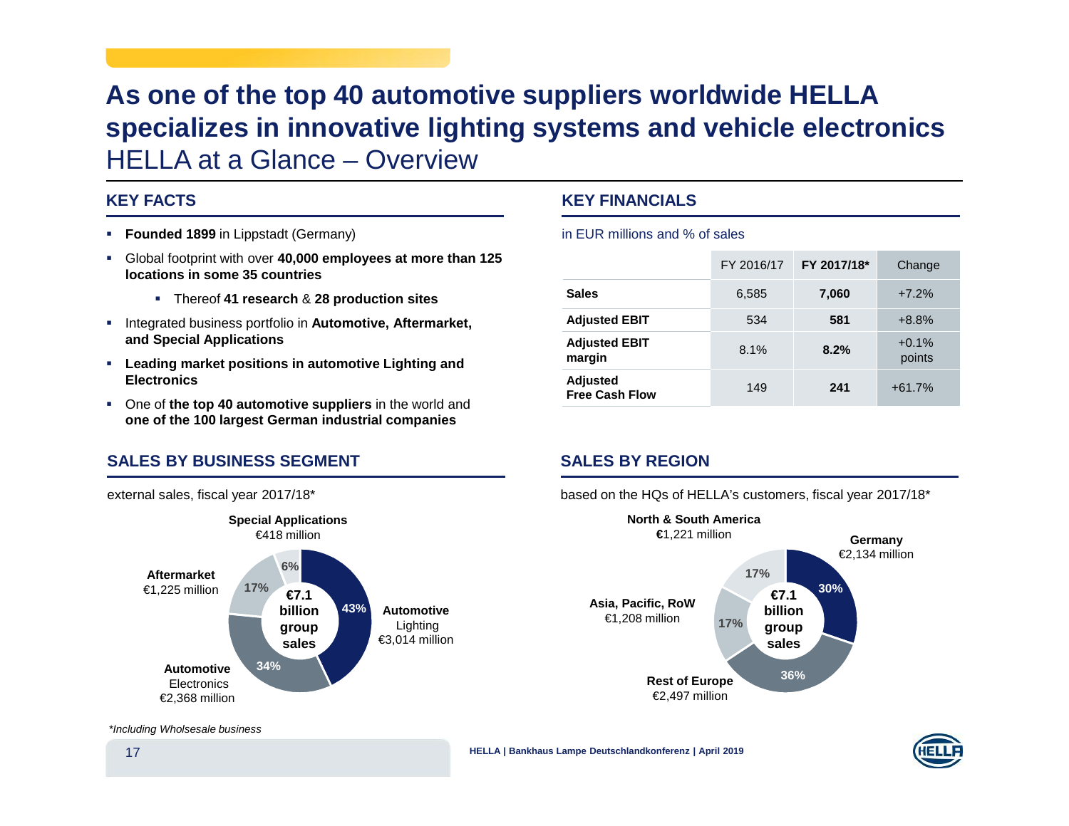# As one of the top 40 automotive suppliers worldwide HELLA specializes in innovative lighting systems and vehicle electronics

## HELLA at a Glance – Overview

### KEY FACTS

- **Founded 1899** in Lippstadt (Germany)
- Global footprint with over **40,000 employees at more than 125 locations in some 35 countries**
  - Thereof **41 research** & **28 production sites**
- Integrated business portfolio in **Automotive, Aftermarket, and Special Applications**
- **Leading market positions in automotive Lighting and Electronics**
- One of **the top 40 automotive suppliers** in the world and **one of the 100 largest German industrial companies**

### KEY FINANCIALS

in EUR millions and % of sales

| | FY 2016/17 | FY 2017/18* | Change |
|---|---|---|---|
| **Sales** | 6,585 | **7,060** | +7.2% |
| **Adjusted EBIT** | 534 | **581** | +8.8% |
| **Adjusted EBIT margin** | 8.1% | **8.2%** | +0.1% points |
| **Adjusted Free Cash Flow** | 149 | **241** | +61.7% |

### SALES BY BUSINESS SEGMENT

external sales, fiscal year 2017/18*

**€7.1 billion group sales**

- **Automotive** Lighting: €3,014 million (43%)
- **Automotive** Electronics: €2,368 million (34%)
- **Aftermarket**: €1,225 million (17%)
- **Special Applications**: €418 million (6%)

### SALES BY REGION

based on the HQs of HELLA's customers, fiscal year 2017/18*

**€7.1 billion group sales**

- **Germany**: €2,134 million (30%)
- **Rest of Europe**: €2,497 million (36%)
- **Asia, Pacific, RoW**: €1,208 million (17%)
- **North & South America**: €1,221 million (17%)

*Including Wholsesale business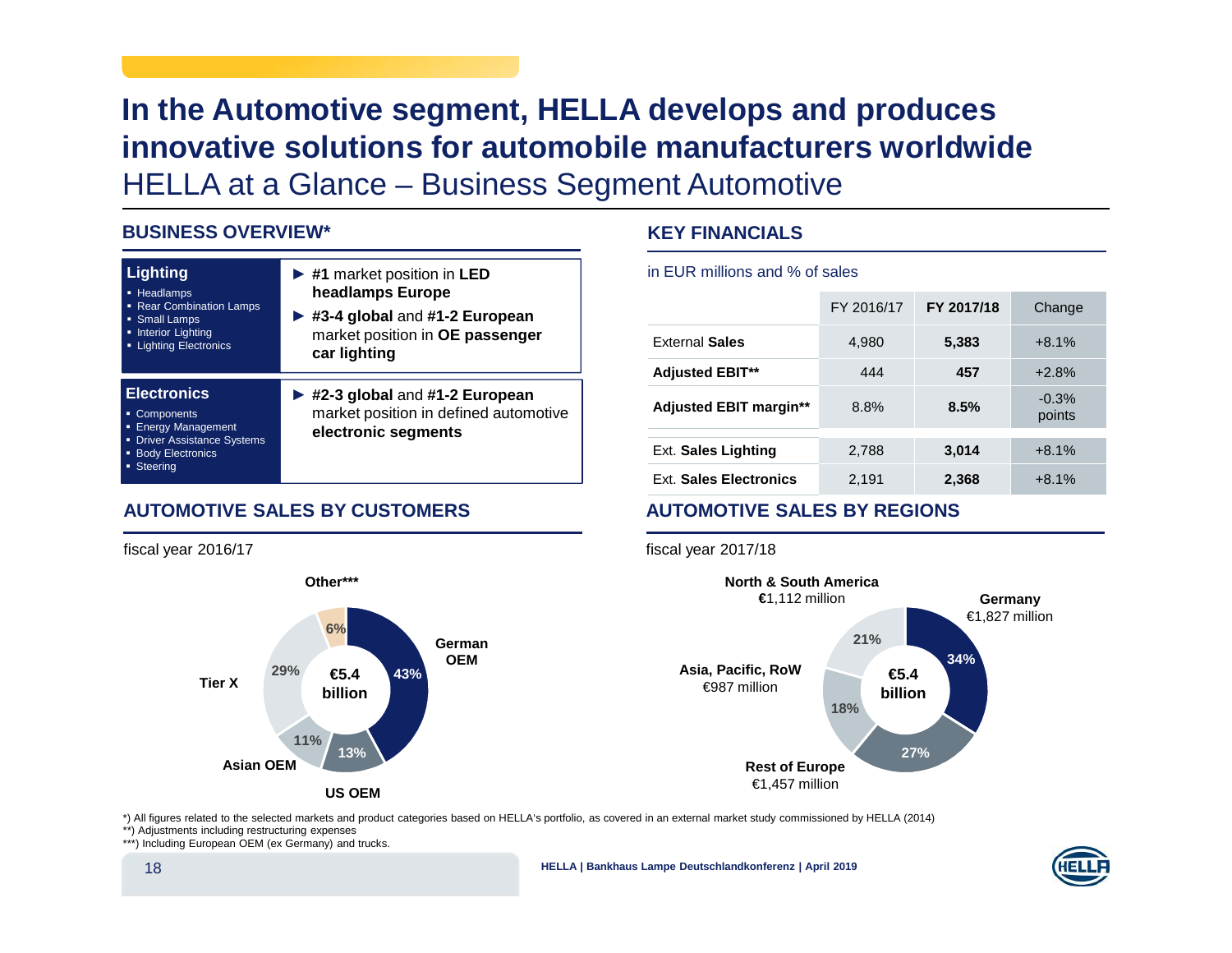# In the Automotive segment, HELLA develops and produces innovative solutions for automobile manufacturers worldwide

## HELLA at a Glance – Business Segment Automotive

### BUSINESS OVERVIEW*

| | |
|---|---|
| **Lighting**<br>▪ Headlamps<br>▪ Rear Combination Lamps<br>▪ Small Lamps<br>▪ Interior Lighting<br>▪ Lighting Electronics | ► **#1** market position in **LED headlamps Europe**<br>► **#3-4 global** and **#1-2 European** market position in **OE passenger car lighting** |
| **Electronics**<br>▪ Components<br>▪ Energy Management<br>▪ Driver Assistance Systems<br>▪ Body Electronics<br>▪ Steering | ► **#2-3 global** and **#1-2 European** market position in defined automotive **electronic segments** |

### KEY FINANCIALS

in EUR millions and % of sales

| | FY 2016/17 | FY 2017/18 | Change |
|---|---|---|---|
| External **Sales** | 4,980 | **5,383** | +8.1% |
| **Adjusted EBIT**** | 444 | **457** | +2.8% |
| **Adjusted EBIT margin**** | 8.8% | **8.5%** | -0.3% points |
| Ext. **Sales Lighting** | 2,788 | **3,014** | +8.1% |
| Ext. **Sales Electronics** | 2,191 | **2,368** | +8.1% |

### AUTOMOTIVE SALES BY CUSTOMERS

fiscal year 2016/17

€5.4 billion

- German OEM: 43%
- US OEM: 13%
- Asian OEM: 11%
- Tier X: 29%
- Other***: 6%

### AUTOMOTIVE SALES BY REGIONS

fiscal year 2017/18

€5.4 billion

- Germany: €1,827 million (34%)
- Rest of Europe: €1,457 million (27%)
- Asia, Pacific, RoW: €987 million (18%)
- North & South America: €1,112 million (21%)

*) All figures related to the selected markets and product categories based on HELLA's portfolio, as covered in an external market study commissioned by HELLA (2014)
**) Adjustments including restructuring expenses
***) Including European OEM (ex Germany) and trucks.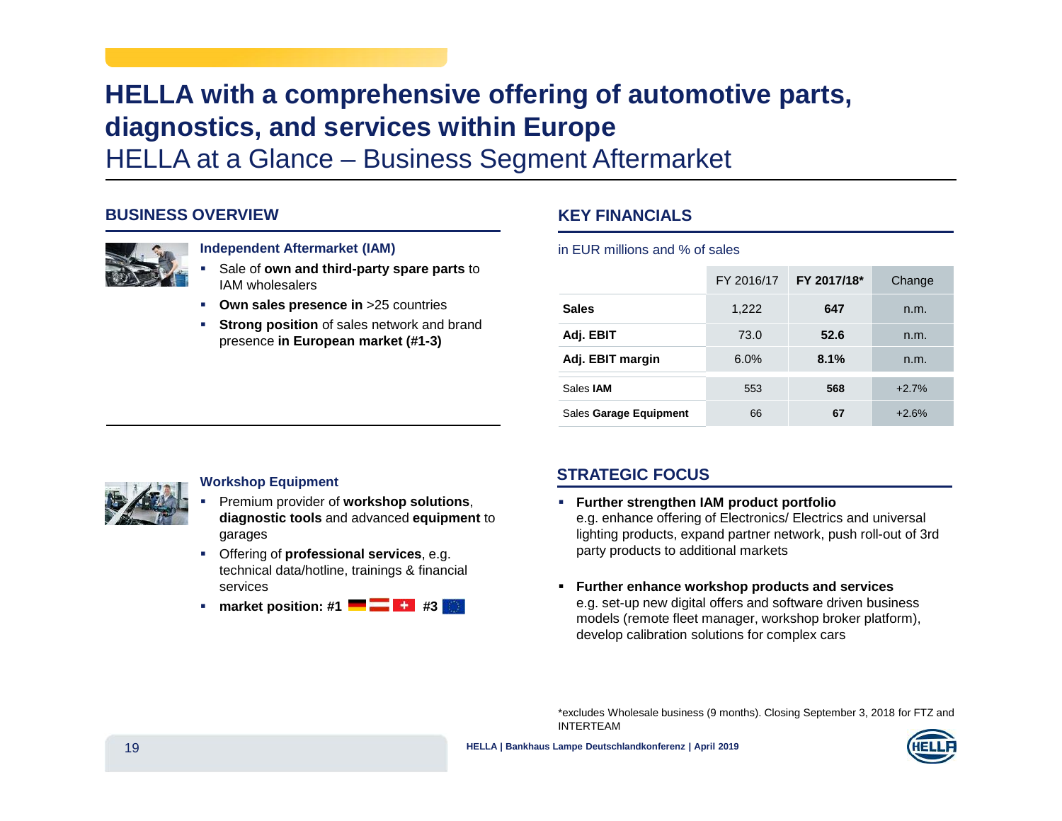# HELLA with a comprehensive offering of automotive parts, diagnostics, and services within Europe

## HELLA at a Glance – Business Segment Aftermarket

### BUSINESS OVERVIEW

**Independent Aftermarket (IAM)**

- Sale of **own and third-party spare parts** to IAM wholesalers
- **Own sales presence in** >25 countries
- **Strong position** of sales network and brand presence **in European market (#1-3)**

**Workshop Equipment**

- Premium provider of **workshop solutions**, **diagnostic tools** and advanced **equipment** to garages
- Offering of **professional services**, e.g. technical data/hotline, trainings & financial services
- **market position: #1** (Germany, Austria, Switzerland) **#3** (EU)

### KEY FINANCIALS

in EUR millions and % of sales

| | FY 2016/17 | **FY 2017/18*** | Change |
|---|---|---|---|
| **Sales** | 1,222 | **647** | n.m. |
| **Adj. EBIT** | 73.0 | **52.6** | n.m. |
| **Adj. EBIT margin** | 6.0% | **8.1%** | n.m. |
| Sales **IAM** | 553 | **568** | +2.7% |
| Sales **Garage Equipment** | 66 | **67** | +2.6% |

### STRATEGIC FOCUS

- **Further strengthen IAM product portfolio**
  e.g. enhance offering of Electronics/ Electrics and universal lighting products, expand partner network, push roll-out of 3rd party products to additional markets
- **Further enhance workshop products and services**
  e.g. set-up new digital offers and software driven business models (remote fleet manager, workshop broker platform), develop calibration solutions for complex cars

*excludes Wholesale business (9 months). Closing September 3, 2018 for FTZ and INTERTEAM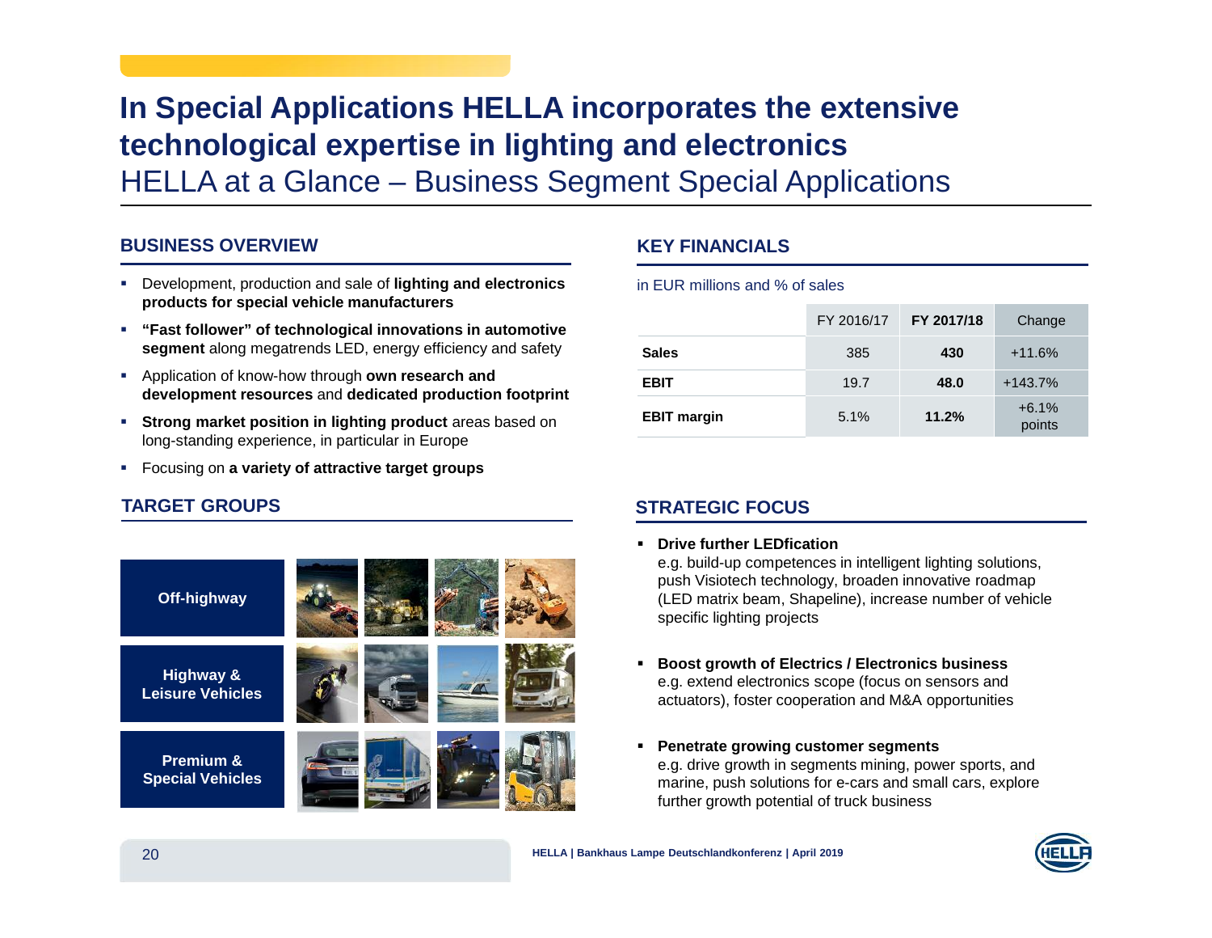# In Special Applications HELLA incorporates the extensive technological expertise in lighting and electronics

## HELLA at a Glance – Business Segment Special Applications

### BUSINESS OVERVIEW

- Development, production and sale of **lighting and electronics products for special vehicle manufacturers**
- **"Fast follower" of technological innovations in automotive segment** along megatrends LED, energy efficiency and safety
- Application of know-how through **own research and development resources** and **dedicated production footprint**
- **Strong market position in lighting product** areas based on long-standing experience, in particular in Europe
- Focusing on **a variety of attractive target groups**

### TARGET GROUPS

- **Off-highway**
- **Highway & Leisure Vehicles**
- **Premium & Special Vehicles**

### KEY FINANCIALS

in EUR millions and % of sales

| | FY 2016/17 | FY 2017/18 | Change |
|---|---|---|---|
| **Sales** | 385 | **430** | +11.6% |
| **EBIT** | 19.7 | **48.0** | +143.7% |
| **EBIT margin** | 5.1% | **11.2%** | +6.1% points |

### STRATEGIC FOCUS

- **Drive further LEDfication**
  e.g. build-up competences in intelligent lighting solutions, push Visiotech technology, broaden innovative roadmap (LED matrix beam, Shapeline), increase number of vehicle specific lighting projects
- **Boost growth of Electrics / Electronics business**
  e.g. extend electronics scope (focus on sensors and actuators), foster cooperation and M&A opportunities
- **Penetrate growing customer segments**
  e.g. drive growth in segments mining, power sports, and marine, push solutions for e-cars and small cars, explore further growth potential of truck business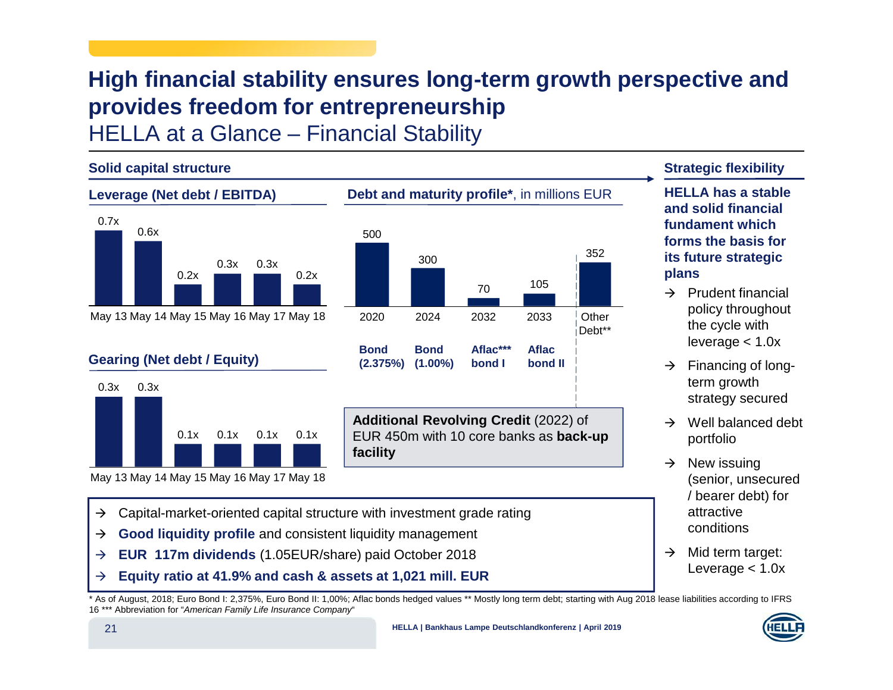# High financial stability ensures long-term growth perspective and provides freedom for entrepreneurship

## HELLA at a Glance – Financial Stability

### Solid capital structure

**Leverage (Net debt / EBITDA)**

| May 13 | May 14 | May 15 | May 16 | May 17 | May 18 |
|---|---|---|---|---|---|
| 0.7x | 0.6x | 0.2x | 0.3x | 0.3x | 0.2x |

**Gearing (Net debt / Equity)**

| May 13 | May 14 | May 15 | May 16 | May 17 | May 18 |
|---|---|---|---|---|---|
| 0.3x | 0.3x | 0.1x | 0.1x | 0.1x | 0.1x |

**Debt and maturity profile***, in millions EUR

| 2020 | 2024 | 2032 | 2033 | Other Debt** |
|---|---|---|---|---|
| 500 | 300 | 70 | 105 | 352 |
| **Bond (2.375%)** | **Bond (1.00%)** | **Aflac*** bond I** | **Aflac bond II** | |

**Additional Revolving Credit** (2022) of EUR 450m with 10 core banks as **back-up facility**

- → Capital-market-oriented capital structure with investment grade rating
- → **Good liquidity profile** and consistent liquidity management
- → **EUR 117m dividends** (1.05EUR/share) paid October 2018
- → **Equity ratio at 41.9% and cash & assets at 1,021 mill. EUR**

### Strategic flexibility

**HELLA has a stable and solid financial fundament which forms the basis for its future strategic plans**

- → Prudent financial policy throughout the cycle with leverage < 1.0x
- → Financing of long-term growth strategy secured
- → Well balanced debt portfolio
- → New issuing (senior, unsecured / bearer debt) for attractive conditions
- → Mid term target: Leverage < 1.0x

* As of August, 2018; Euro Bond I: 2,375%, Euro Bond II: 1,00%; Aflac bonds hedged values ** Mostly long term debt; starting with Aug 2018 lease liabilities according to IFRS 16 *** Abbreviation for "*American Family Life Insurance Company*"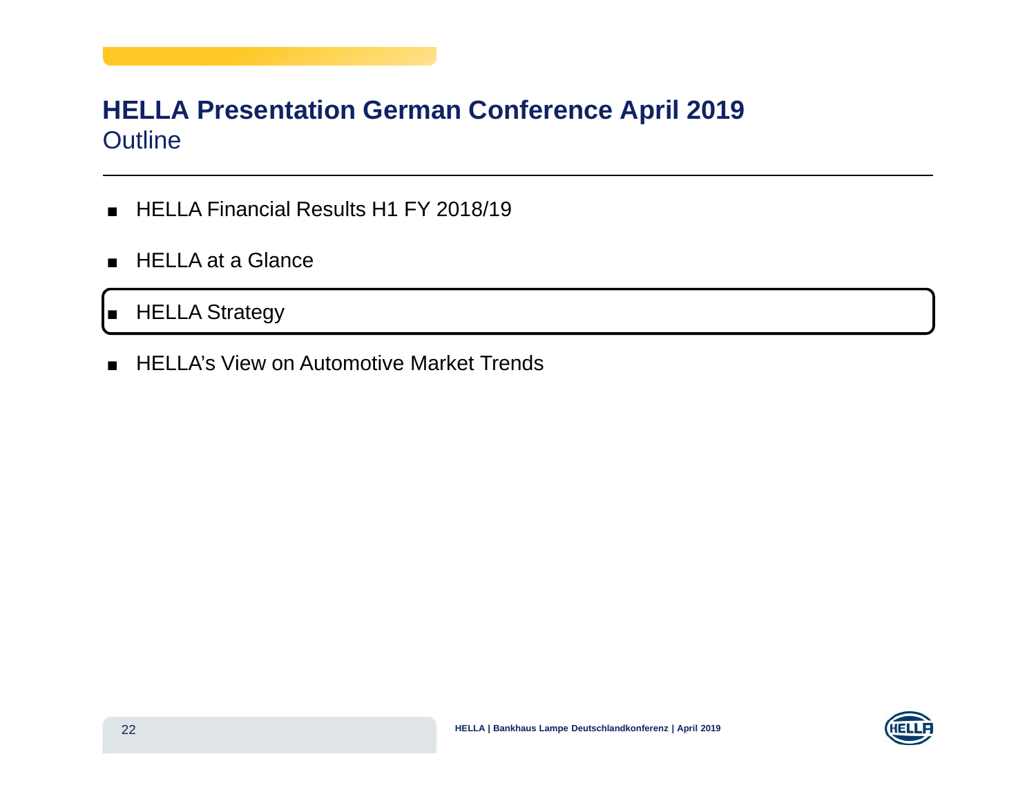# HELLA Presentation German Conference April 2019

## Outline

- HELLA Financial Results H1 FY 2018/19
- HELLA at a Glance
- **HELLA Strategy**
- HELLA's View on Automotive Market Trends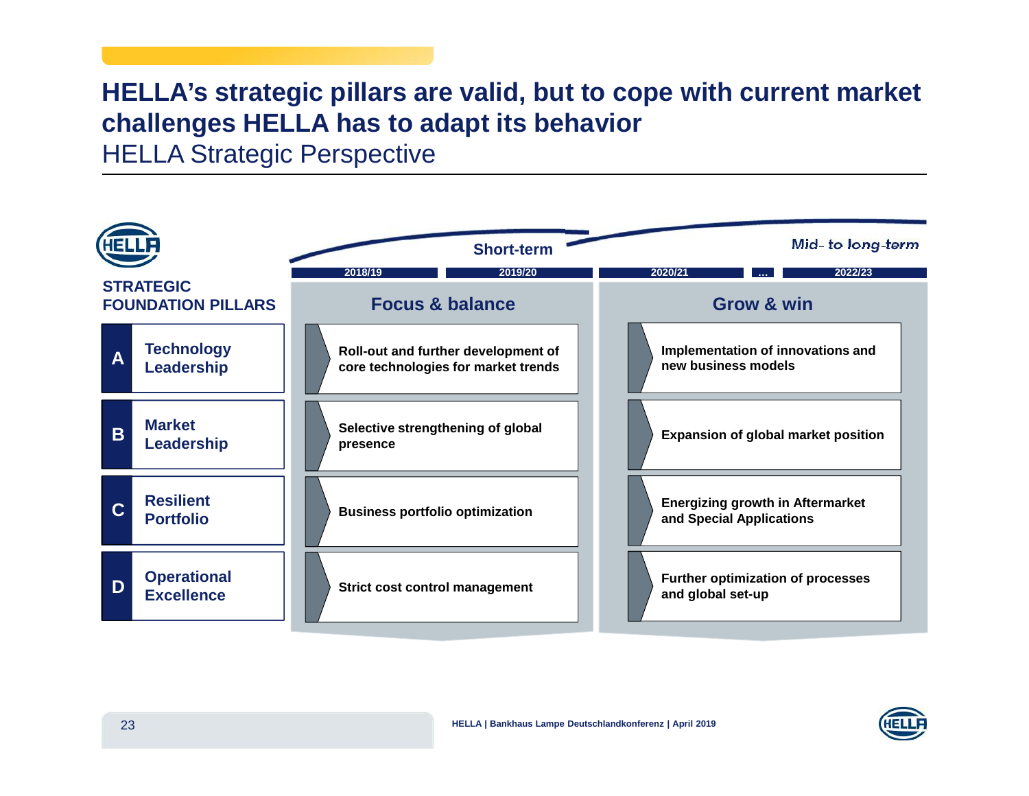# HELLA's strategic pillars are valid, but to cope with current market challenges HELLA has to adapt its behavior

## HELLA Strategic Perspective

| STRATEGIC FOUNDATION PILLARS | Short-term: 2018/19, 2019/20 — **Focus & balance** | Mid- to long-term: 2020/21 … 2022/23 — **Grow & win** |
|---|---|---|
| **A** Technology Leadership | Roll-out and further development of core technologies for market trends | Implementation of innovations and new business models |
| **B** Market Leadership | Selective strengthening of global presence | Expansion of global market position |
| **C** Resilient Portfolio | Business portfolio optimization | Energizing growth in Aftermarket and Special Applications |
| **D** Operational Excellence | Strict cost control management | Further optimization of processes and global set-up |

HELLA | Bankhaus Lampe Deutschlandkonferenz | April 2019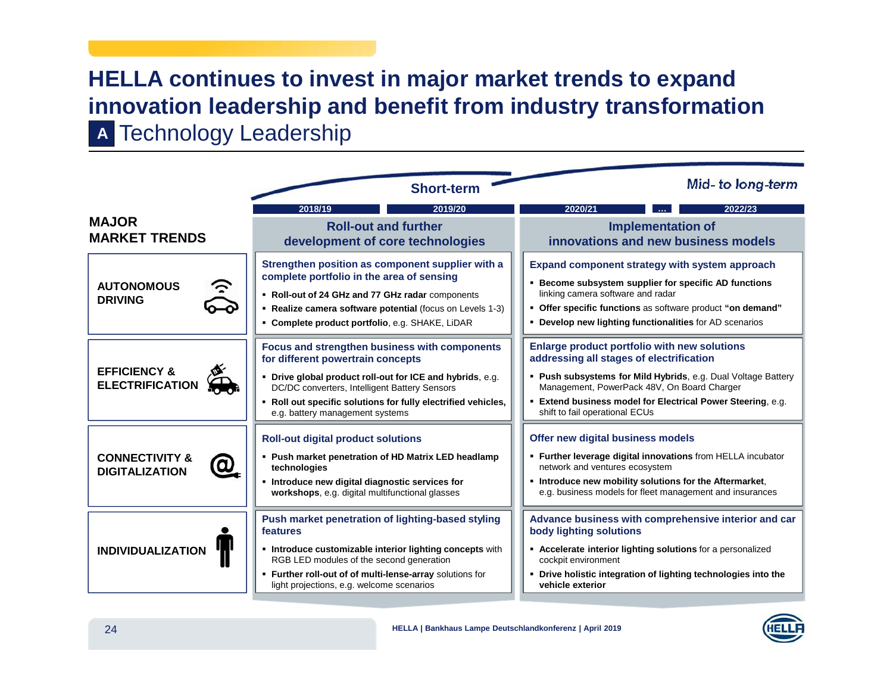# HELLA continues to invest in major market trends to expand innovation leadership and benefit from industry transformation

## A Technology Leadership

| MAJOR MARKET TRENDS | Short-term (2018/19, 2019/20): Roll-out and further development of core technologies | Mid- to long-term (2020/21 … 2022/23): Implementation of innovations and new business models |
|---|---|---|
| **AUTONOMOUS DRIVING** | **Strengthen position as component supplier with a complete portfolio in the area of sensing**<br>▪ **Roll-out of 24 GHz and 77 GHz radar** components<br>▪ **Realize camera software potential** (focus on Levels 1-3)<br>▪ **Complete product portfolio**, e.g. SHAKE, LiDAR | **Expand component strategy with system approach**<br>▪ **Become subsystem supplier for specific AD functions** linking camera software and radar<br>▪ **Offer specific functions** as software product **"on demand"**<br>▪ **Develop new lighting functionalities** for AD scenarios |
| **EFFICIENCY & ELECTRIFICATION** | **Focus and strengthen business with components for different powertrain concepts**<br>▪ **Drive global product roll-out for ICE and hybrids**, e.g. DC/DC converters, Intelligent Battery Sensors<br>▪ **Roll out specific solutions for fully electrified vehicles**, e.g. battery management systems | **Enlarge product portfolio with new solutions addressing all stages of electrification**<br>▪ **Push subsystems for Mild Hybrids**, e.g. Dual Voltage Battery Management, PowerPack 48V, On Board Charger<br>▪ **Extend business model for Electrical Power Steering**, e.g. shift to fail operational ECUs |
| **CONNECTIVITY & DIGITALIZATION** | **Roll-out digital product solutions**<br>▪ **Push market penetration of HD Matrix LED headlamp technologies**<br>▪ **Introduce new digital diagnostic services for workshops**, e.g. digital multifunctional glasses | **Offer new digital business models**<br>▪ **Further leverage digital innovations** from HELLA incubator network and ventures ecosystem<br>▪ **Introduce new mobility solutions for the Aftermarket**, e.g. business models for fleet management and insurances |
| **INDIVIDUALIZATION** | **Push market penetration of lighting-based styling features**<br>▪ **Introduce customizable interior lighting concepts** with RGB LED modules of the second generation<br>▪ **Further roll-out of of multi-lense-array** solutions for light projections, e.g. welcome scenarios | **Advance business with comprehensive interior and car body lighting solutions**<br>▪ **Accelerate interior lighting solutions** for a personalized cockpit environment<br>▪ **Drive holistic integration of lighting technologies into the vehicle exterior** |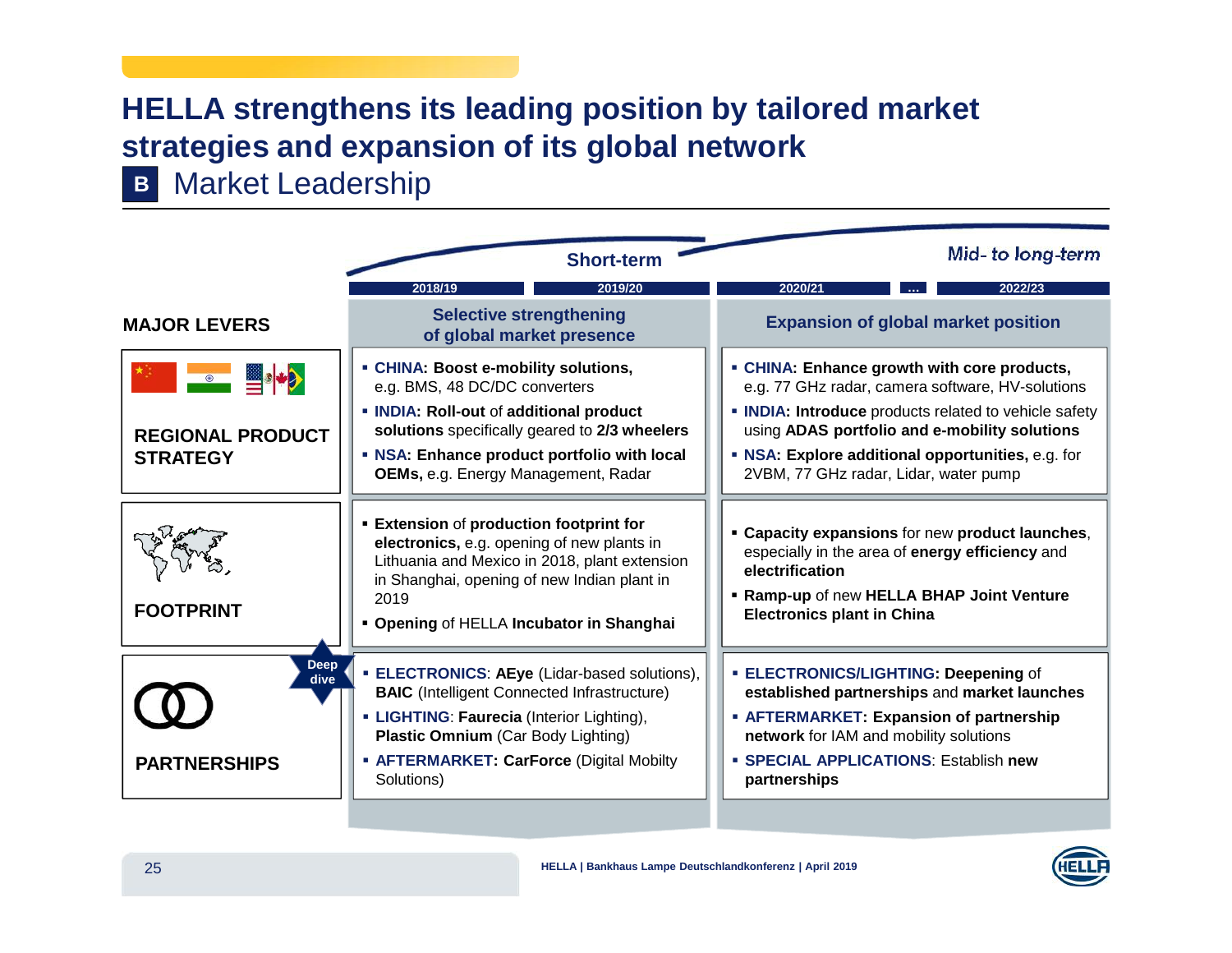# HELLA strengthens its leading position by tailored market strategies and expansion of its global network

## B Market Leadership

| MAJOR LEVERS | Short-term (2018/19, 2019/20): Selective strengthening of global market presence | Mid- to long-term (2020/21 … 2022/23): Expansion of global market position |
|---|---|---|
| **REGIONAL PRODUCT STRATEGY** | ▪ CHINA: **Boost e-mobility solutions,** e.g. BMS, 48 DC/DC converters<br>▪ INDIA: **Roll-out** of **additional product solutions** specifically geared to **2/3 wheelers**<br>▪ NSA: **Enhance product portfolio with local OEMs,** e.g. Energy Management, Radar | ▪ CHINA: **Enhance growth with core products,** e.g. 77 GHz radar, camera software, HV-solutions<br>▪ INDIA: **Introduce** products related to vehicle safety using **ADAS portfolio and e-mobility solutions**<br>▪ NSA: **Explore additional opportunities,** e.g. for 2VBM, 77 GHz radar, Lidar, water pump |
| **FOOTPRINT** | ▪ **Extension** of **production footprint for electronics,** e.g. opening of new plants in Lithuania and Mexico in 2018, plant extension in Shanghai, opening of new Indian plant in 2019<br>▪ **Opening** of HELLA **Incubator in Shanghai** | ▪ **Capacity expansions** for new **product launches**, especially in the area of **energy efficiency** and **electrification**<br>▪ **Ramp-up** of new **HELLA BHAP Joint Venture Electronics plant in China** |
| **PARTNERSHIPS** (Deep dive) | ▪ ELECTRONICS: **AEye** (Lidar-based solutions), **BAIC** (Intelligent Connected Infrastructure)<br>▪ LIGHTING: **Faurecia** (Interior Lighting), **Plastic Omnium** (Car Body Lighting)<br>▪ AFTERMARKET: **CarForce** (Digital Mobilty Solutions) | ▪ ELECTRONICS/LIGHTING: **Deepening** of **established partnerships** and **market launches**<br>▪ AFTERMARKET: **Expansion of partnership network** for IAM and mobility solutions<br>▪ SPECIAL APPLICATIONS: Establish **new partnerships** |

HELLA | Bankhaus Lampe Deutschlandkonferenz | April 2019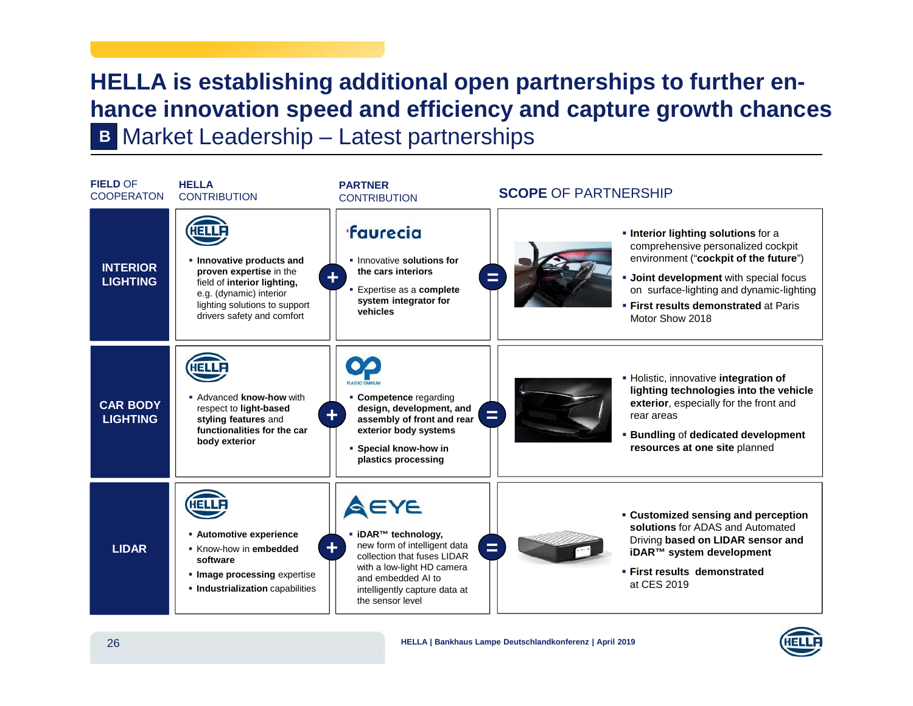# HELLA is establishing additional open partnerships to further enhance innovation speed and efficiency and capture growth chances

## B Market Leadership – Latest partnerships

| FIELD OF COOPERATON | HELLA CONTRIBUTION | PARTNER CONTRIBUTION | SCOPE OF PARTNERSHIP |
|---|---|---|---|
| INTERIOR LIGHTING | HELLA<br>▪ **Innovative products and proven expertise** in the field of **interior lighting,** e.g. (dynamic) interior lighting solutions to support drivers safety and comfort | faurecia<br>▪ Innovative **solutions for the cars interiors**<br>▪ Expertise as a **complete system integrator for vehicles** | ▪ **Interior lighting solutions** for a comprehensive personalized cockpit environment ("**cockpit of the future**")<br>▪ **Joint development** with special focus on surface-lighting and dynamic-lighting<br>▪ **First results demonstrated** at Paris Motor Show 2018 |
| CAR BODY LIGHTING | HELLA<br>▪ Advanced **know-how** with respect to **light-based styling features** and **functionalities for the car body exterior** | PLASTIC OMNIUM<br>▪ **Competence** regarding **design, development, and assembly of front and rear exterior body systems**<br>▪ **Special know-how in plastics processing** | ▪ Holistic, innovative **integration of lighting technologies into the vehicle exterior**, especially for the front and rear areas<br>▪ **Bundling** of **dedicated development resources at one site** planned |
| LIDAR | HELLA<br>▪ **Automotive experience**<br>▪ Know-how in **embedded software**<br>▪ **Image processing** expertise<br>▪ **Industrialization** capabilities | AEYE<br>▪ **iDAR™ technology,** new form of intelligent data collection that fuses LIDAR with a low-light HD camera and embedded AI to intelligently capture data at the sensor level | ▪ **Customized sensing and perception solutions** for ADAS and Automated Driving **based on LIDAR sensor and iDAR™ system development**<br>▪ **First results demonstrated** at CES 2019 |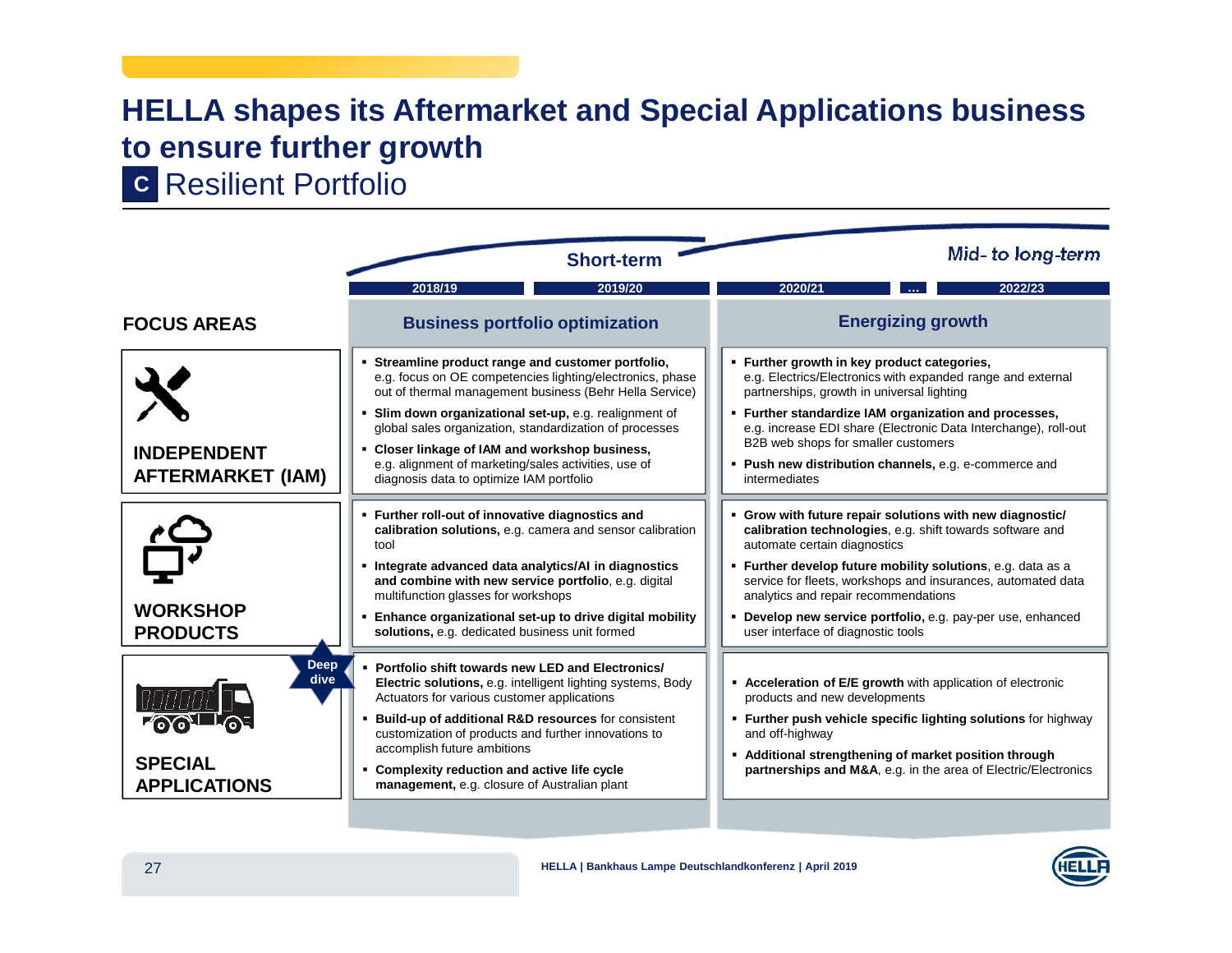# HELLA shapes its Aftermarket and Special Applications business to ensure further growth

## C Resilient Portfolio

| FOCUS AREAS | Short-term (2018/19, 2019/20): Business portfolio optimization | Mid- to long-term (2020/21 … 2022/23): Energizing growth |
|---|---|---|
| **INDEPENDENT AFTERMARKET (IAM)** | ▪ **Streamline product range and customer portfolio,** e.g. focus on OE competencies lighting/electronics, phase out of thermal management business (Behr Hella Service)<br>▪ **Slim down organizational set-up,** e.g. realignment of global sales organization, standardization of processes<br>▪ **Closer linkage of IAM and workshop business,** e.g. alignment of marketing/sales activities, use of diagnosis data to optimize IAM portfolio | ▪ **Further growth in key product categories,** e.g. Electrics/Electronics with expanded range and external partnerships, growth in universal lighting<br>▪ **Further standardize IAM organization and processes,** e.g. increase EDI share (Electronic Data Interchange), roll-out B2B web shops for smaller customers<br>▪ **Push new distribution channels,** e.g. e-commerce and intermediates |
| **WORKSHOP PRODUCTS** | ▪ **Further roll-out of innovative diagnostics and calibration solutions,** e.g. camera and sensor calibration tool<br>▪ **Integrate advanced data analytics/AI in diagnostics and combine with new service portfolio**, e.g. digital multifunction glasses for workshops<br>▪ **Enhance organizational set-up to drive digital mobility solutions,** e.g. dedicated business unit formed | ▪ **Grow with future repair solutions with new diagnostic/ calibration technologies**, e.g. shift towards software and automate certain diagnostics<br>▪ **Further develop future mobility solutions**, e.g. data as a service for fleets, workshops and insurances, automated data analytics and repair recommendations<br>▪ **Develop new service portfolio,** e.g. pay-per use, enhanced user interface of diagnostic tools |
| **SPECIAL APPLICATIONS** (Deep dive) | ▪ **Portfolio shift towards new LED and Electronics/ Electric solutions,** e.g. intelligent lighting systems, Body Actuators for various customer applications<br>▪ **Build-up of additional R&D resources** for consistent customization of products and further innovations to accomplish future ambitions<br>▪ **Complexity reduction and active life cycle management,** e.g. closure of Australian plant | ▪ **Acceleration of E/E growth** with application of electronic products and new developments<br>▪ **Further push vehicle specific lighting solutions** for highway and off-highway<br>▪ **Additional strengthening of market position through partnerships and M&A**, e.g. in the area of Electric/Electronics |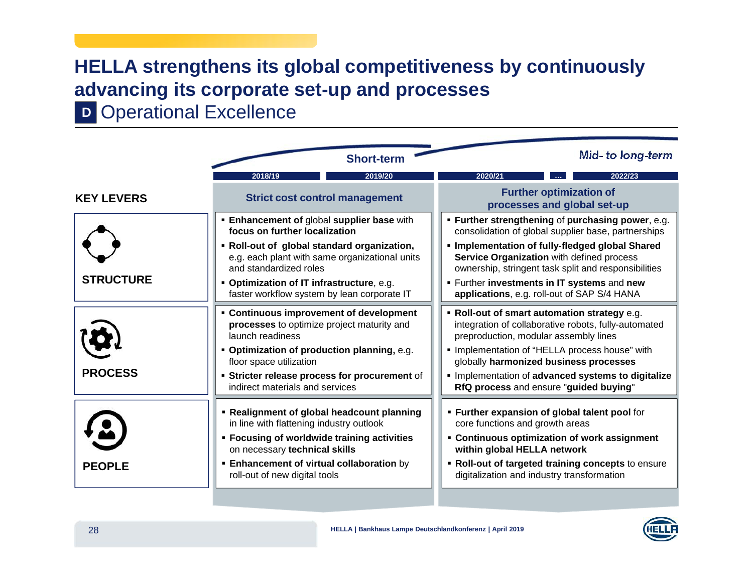# HELLA strengthens its global competitiveness by continuously advancing its corporate set-up and processes

## D Operational Excellence

| KEY LEVERS | Short-term (2018/19 – 2019/20): **Strict cost control management** | Mid- to long-term (2020/21 … 2022/23): **Further optimization of processes and global set-up** |
|---|---|---|
| **STRUCTURE** | ▪ **Enhancement of** global **supplier base** with **focus on further localization**<br>▪ **Roll-out of global standard organization,** e.g. each plant with same organizational units and standardized roles<br>▪ **Optimization of IT infrastructure**, e.g. faster workflow system by lean corporate IT | ▪ **Further strengthening** of **purchasing power**, e.g. consolidation of global supplier base, partnerships<br>▪ **Implementation of fully-fledged global Shared Service Organization** with defined process ownership, stringent task split and responsibilities<br>▪ Further **investments in IT systems** and **new applications**, e.g. roll-out of SAP S/4 HANA |
| **PROCESS** | ▪ **Continuous improvement of development processes** to optimize project maturity and launch readiness<br>▪ **Optimization of production planning,** e.g. floor space utilization<br>▪ **Stricter release process for procurement** of indirect materials and services | ▪ **Roll-out of smart automation strategy** e.g. integration of collaborative robots, fully-automated preproduction, modular assembly lines<br>▪ Implementation of "HELLA process house" with globally **harmonized business processes**<br>▪ Implementation of **advanced systems to digitalize RfQ process** and ensure "**guided buying**" |
| **PEOPLE** | ▪ **Realignment of global headcount planning** in line with flattening industry outlook<br>▪ **Focusing of worldwide training activities** on necessary **technical skills**<br>▪ **Enhancement of virtual collaboration** by roll-out of new digital tools | ▪ **Further expansion of global talent pool** for core functions and growth areas<br>▪ **Continuous optimization of work assignment within global HELLA network**<br>▪ **Roll-out of targeted training concepts** to ensure digitalization and industry transformation |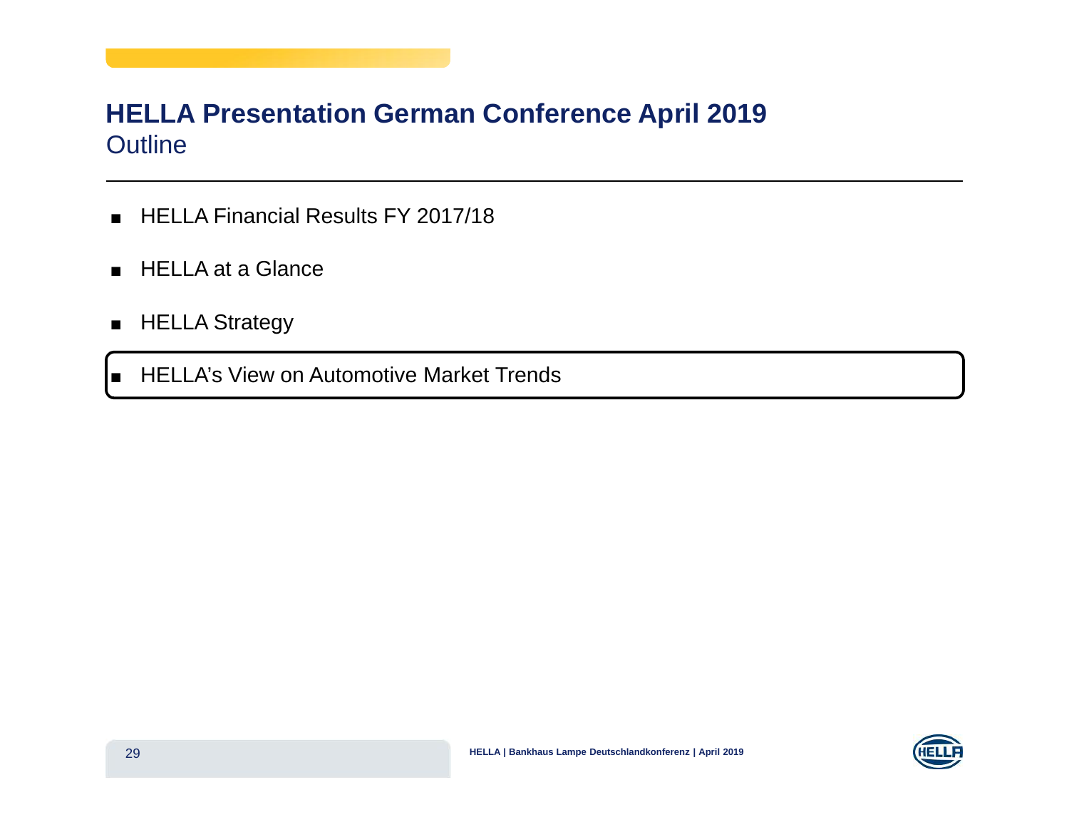# HELLA Presentation German Conference April 2019

## Outline

- HELLA Financial Results FY 2017/18
- HELLA at a Glance
- HELLA Strategy
- HELLA's View on Automotive Market Trends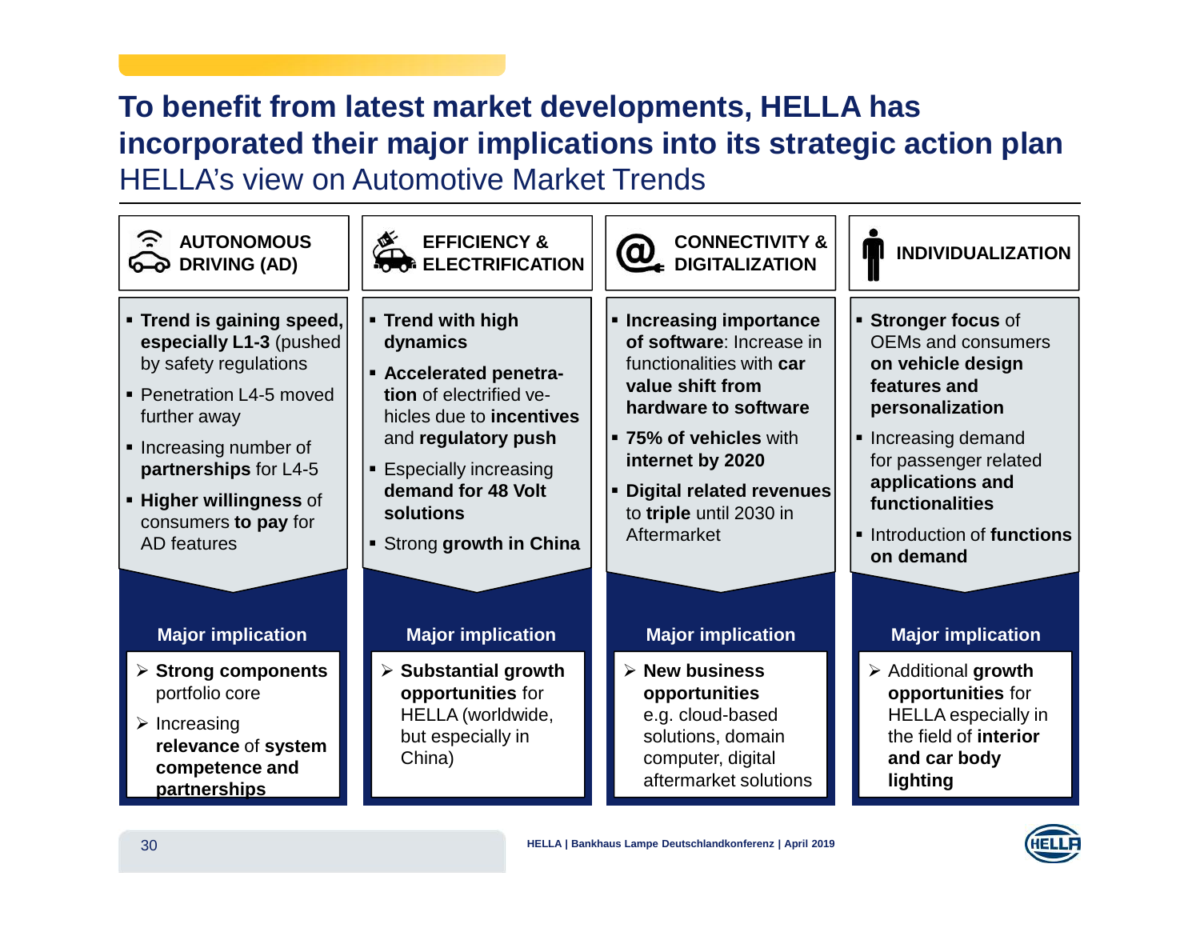# To benefit from latest market developments, HELLA has incorporated their major implications into its strategic action plan

## HELLA's view on Automotive Market Trends

### AUTONOMOUS DRIVING (AD)

- **Trend is gaining speed, especially L1-3** (pushed by safety regulations
- Penetration L4-5 moved further away
- Increasing number of **partnerships** for L4-5
- **Higher willingness** of consumers **to pay** for AD features

**Major implication**

- **Strong components** portfolio core
- Increasing **relevance** of **system competence and partnerships**

### EFFICIENCY & ELECTRIFICATION

- **Trend with high dynamics**
- **Accelerated penetra-tion** of electrified ve-hicles due to **incentives** and **regulatory push**
- Especially increasing **demand for 48 Volt solutions**
- Strong **growth in China**

**Major implication**

- **Substantial growth opportunities** for HELLA (worldwide, but especially in China)

### CONNECTIVITY & DIGITALIZATION

- **Increasing importance of software**: Increase in functionalities with **car value shift from hardware to software**
- **75% of vehicles** with **internet by 2020**
- **Digital related revenues** to **triple** until 2030 in Aftermarket

**Major implication**

- **New business opportunities** e.g. cloud-based solutions, domain computer, digital aftermarket solutions

### INDIVIDUALIZATION

- **Stronger focus** of OEMs and consumers **on vehicle design features and personalization**
- Increasing demand for passenger related **applications and functionalities**
- Introduction of **functions on demand**

**Major implication**

- Additional **growth opportunities** for HELLA especially in the field of **interior and car body lighting**

HELLA | Bankhaus Lampe Deutschlandkonferenz | April 2019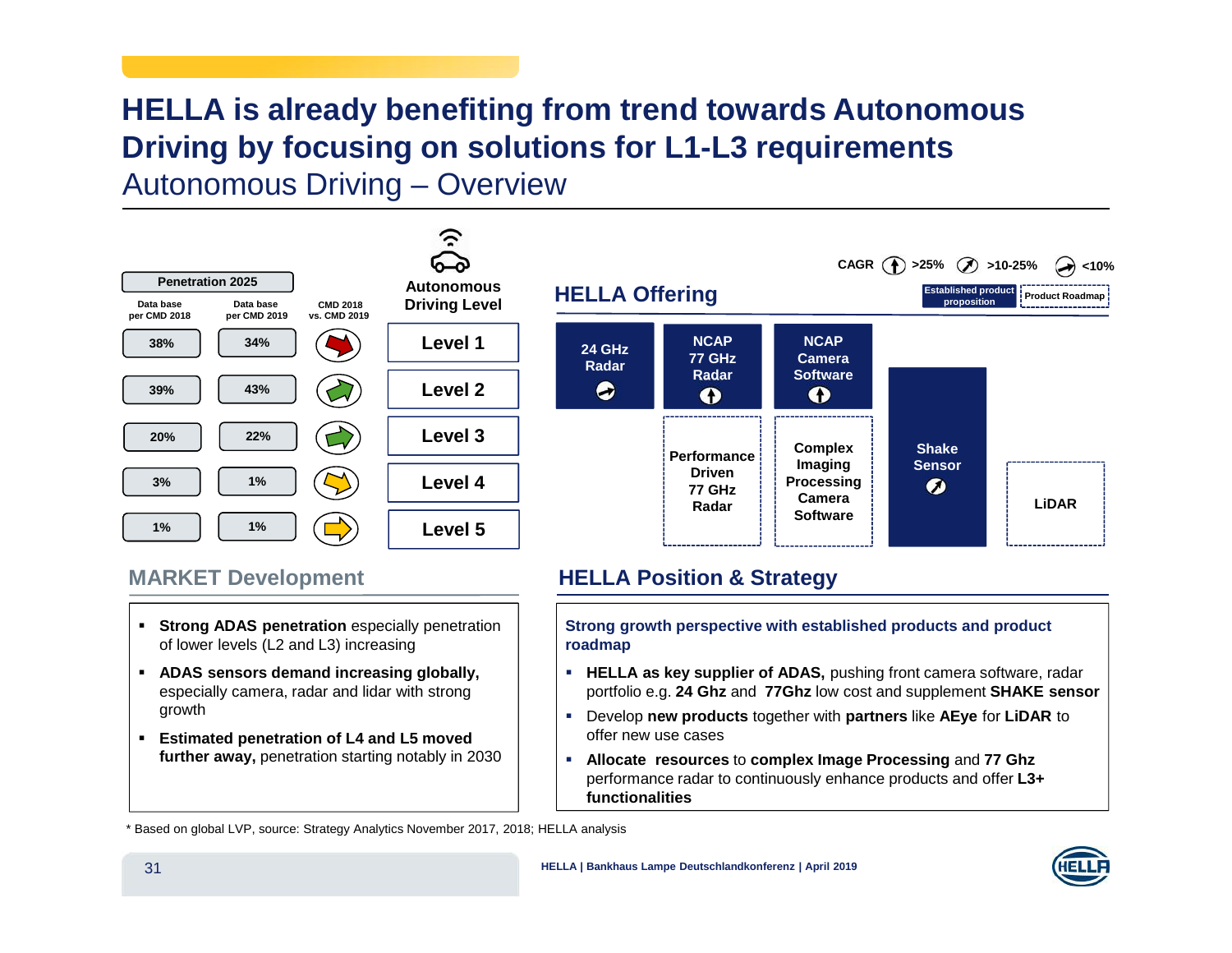# HELLA is already benefiting from trend towards Autonomous Driving by focusing on solutions for L1-L3 requirements

## Autonomous Driving – Overview

| Penetration 2025 Data base per CMD 2018 | Penetration 2025 Data base per CMD 2019 | CMD 2018 vs. CMD 2019 | Autonomous Driving Level |
|---|---|---|---|
| 38% | 34% | ↓ | Level 1 |
| 39% | 43% | ↑ | Level 2 |
| 20% | 22% | ↑ | Level 3 |
| 3% | 1% | ↘ | Level 4 |
| 1% | 1% | → | Level 5 |

### HELLA Offering

CAGR: ↑ >25% | ↗ >10-25% | → <10%

Established product proposition | Product Roadmap

| Product | Status | CAGR |
|---|---|---|
| 24 GHz Radar | Established product proposition | <10% |
| NCAP 77 GHz Radar | Established product proposition | >25% |
| NCAP Camera Software | Established product proposition | >25% |
| Shake Sensor | Established product proposition | >10-25% |
| Performance Driven 77 GHz Radar | Product Roadmap | |
| Complex Imaging Processing Camera Software | Product Roadmap | |
| LiDAR | Product Roadmap | |

### MARKET Development

- **Strong ADAS penetration** especially penetration of lower levels (L2 and L3) increasing
- **ADAS sensors demand increasing globally,** especially camera, radar and lidar with strong growth
- **Estimated penetration of L4 and L5 moved further away,** penetration starting notably in 2030

### HELLA Position & Strategy

**Strong growth perspective with established products and product roadmap**

- **HELLA as key supplier of ADAS,** pushing front camera software, radar portfolio e.g. **24 Ghz** and **77Ghz** low cost and supplement **SHAKE sensor**
- Develop **new products** together with **partners** like **AEye** for **LiDAR** to offer new use cases
- **Allocate resources** to **complex Image Processing** and **77 Ghz** performance radar to continuously enhance products and offer **L3+ functionalities**

\* Based on global LVP, source: Strategy Analytics November 2017, 2018; HELLA analysis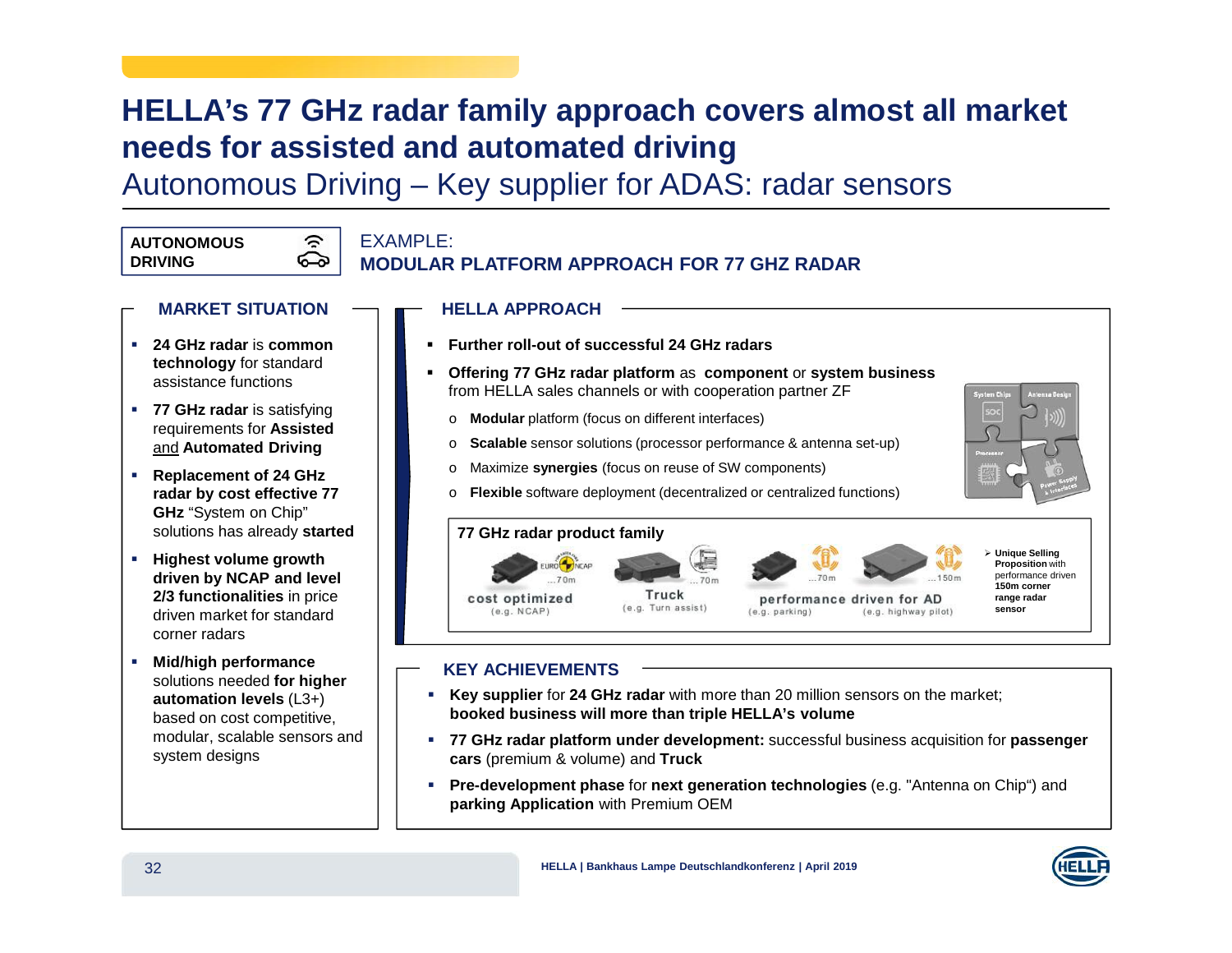# HELLA's 77 GHz radar family approach covers almost all market needs for assisted and automated driving

## Autonomous Driving – Key supplier for ADAS: radar sensors

**AUTONOMOUS DRIVING**

EXAMPLE:
**MODULAR PLATFORM APPROACH FOR 77 GHZ RADAR**

### MARKET SITUATION

- **24 GHz radar** is **common technology** for standard assistance functions
- **77 GHz radar** is satisfying requirements for **Assisted** and **Automated Driving**
- **Replacement of 24 GHz radar by cost effective 77 GHz** "System on Chip" solutions has already **started**
- **Highest volume growth driven by NCAP and level 2/3 functionalities** in price driven market for standard corner radars
- **Mid/high performance** solutions needed **for higher automation levels** (L3+) based on cost competitive, modular, scalable sensors and system designs

### HELLA APPROACH

- **Further roll-out of successful 24 GHz radars**
- **Offering 77 GHz radar platform** as **component** or **system business** from HELLA sales channels or with cooperation partner ZF
  - **Modular** platform (focus on different interfaces)
  - **Scalable** sensor solutions (processor performance & antenna set-up)
  - Maximize **synergies** (focus on reuse of SW components)
  - **Flexible** software deployment (decentralized or centralized functions)

System Chips | Antenna Design | Processor | Power Supply & Interfaces

**77 GHz radar product family**

- cost optimized (e.g. NCAP) – …70m
- Truck (e.g. Turn assist) – …70m
- performance driven for AD (e.g. parking) – …70m
- performance driven for AD (e.g. highway pilot) – …150m

➢ **Unique Selling Proposition** with performance driven **150m corner range radar sensor**

### KEY ACHIEVEMENTS

- **Key supplier** for **24 GHz radar** with more than 20 million sensors on the market; **booked business will more than triple HELLA's volume**
- **77 GHz radar platform under development:** successful business acquisition for **passenger cars** (premium & volume) and **Truck**
- **Pre-development phase** for **next generation technologies** (e.g. "Antenna on Chip") and **parking Application** with Premium OEM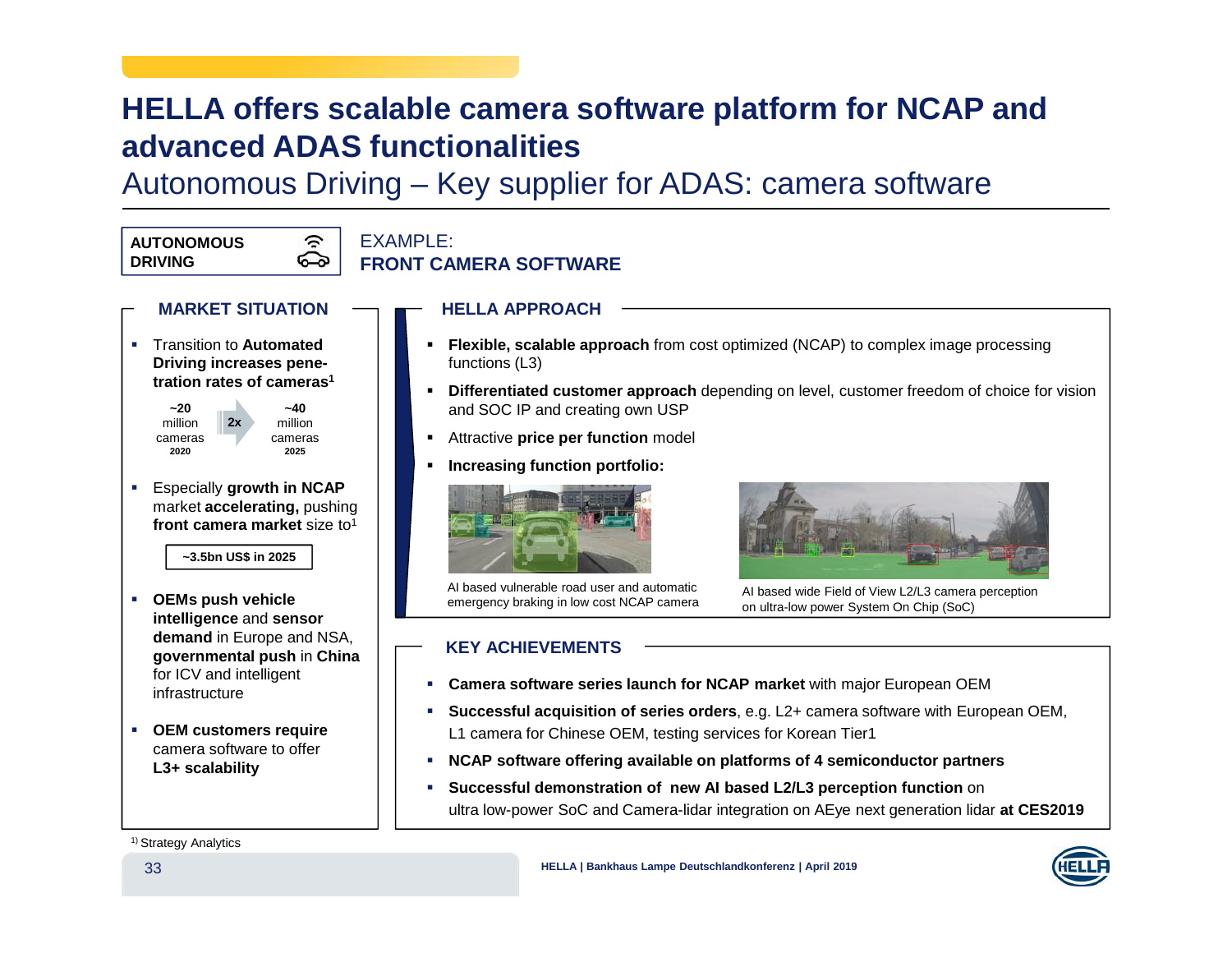# HELLA offers scalable camera software platform for NCAP and advanced ADAS functionalities

## Autonomous Driving – Key supplier for ADAS: camera software

**AUTONOMOUS DRIVING**

EXAMPLE:
**FRONT CAMERA SOFTWARE**

### MARKET SITUATION

- Transition to **Automated Driving increases pene-tration rates of cameras**[1]

  **~20** million cameras **2020** → **2x** → **~40** million cameras **2025**

- Especially **growth in NCAP** market **accelerating,** pushing **front camera market** size to[1]

  **~3.5bn US$ in 2025**

- **OEMs push vehicle intelligence** and **sensor demand** in Europe and NSA, **governmental push** in **China** for ICV and intelligent infrastructure
- **OEM customers require** camera software to offer **L3+ scalability**

### HELLA APPROACH

- **Flexible, scalable approach** from cost optimized (NCAP) to complex image processing functions (L3)
- **Differentiated customer approach** depending on level, customer freedom of choice for vision and SOC IP and creating own USP
- Attractive **price per function** model
- **Increasing function portfolio:**

AI based vulnerable road user and automatic emergency braking in low cost NCAP camera

AI based wide Field of View L2/L3 camera perception on ultra-low power System On Chip (SoC)

### KEY ACHIEVEMENTS

- **Camera software series launch for NCAP market** with major European OEM
- **Successful acquisition of series orders**, e.g. L2+ camera software with European OEM, L1 camera for Chinese OEM, testing services for Korean Tier1
- **NCAP software offering available on platforms of 4 semiconductor partners**
- **Successful demonstration of new AI based L2/L3 perception function** on ultra low-power SoC and Camera-lidar integration on AEye next generation lidar **at CES2019**

[1] Strategy Analytics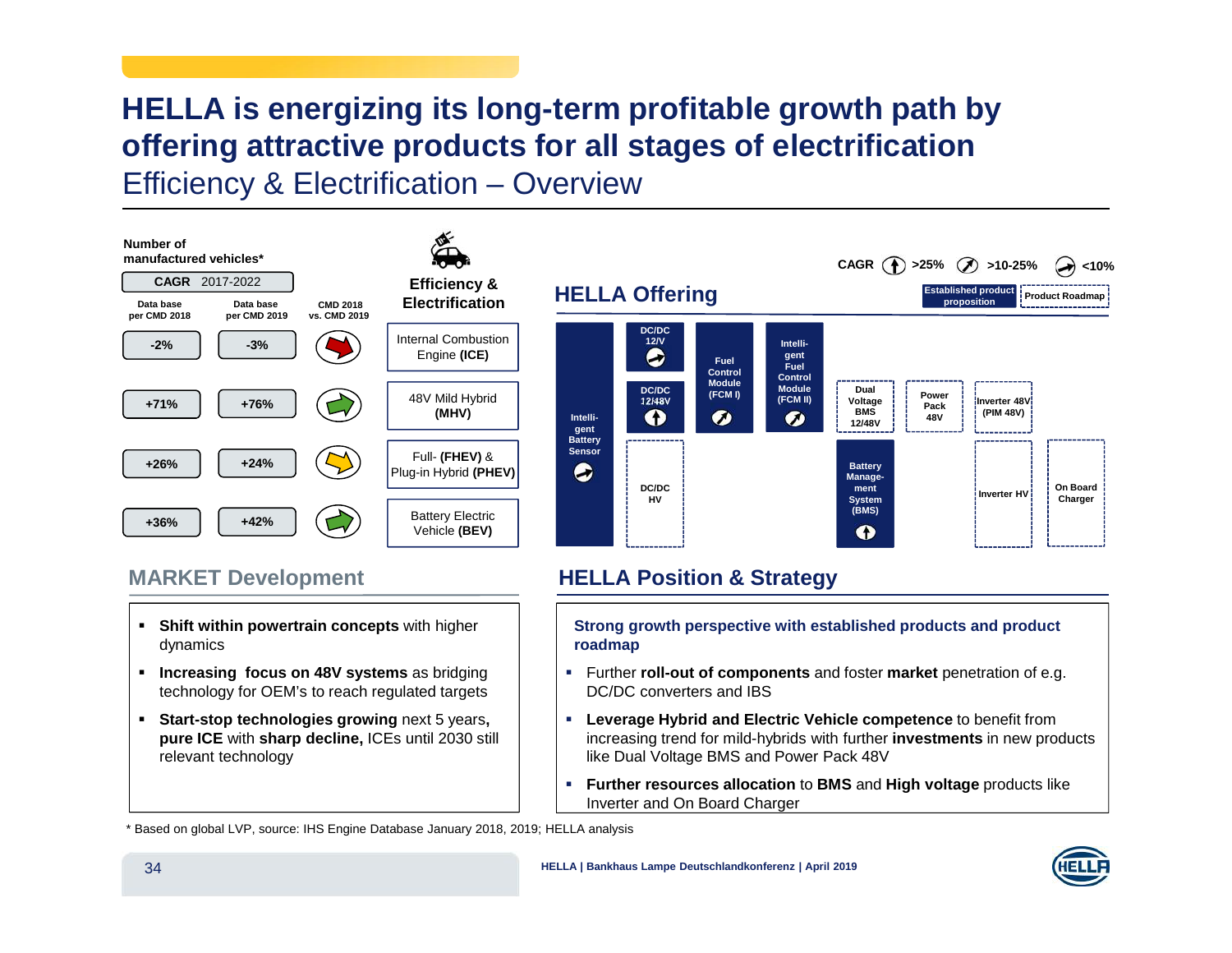# HELLA is energizing its long-term profitable growth path by offering attractive products for all stages of electrification

## Efficiency & Electrification – Overview

Number of manufactured vehicles*

| CAGR 2017-2022 Data base per CMD 2018 | Data base per CMD 2019 | CMD 2018 vs. CMD 2019 | Efficiency & Electrification |
|---|---|---|---|
| -2% | -3% | | Internal Combustion Engine **(ICE)** |
| +71% | +76% | | 48V Mild Hybrid **(MHV)** |
| +26% | +24% | | Full- **(FHEV)** & Plug-in Hybrid **(PHEV)** |
| +36% | +42% | | Battery Electric Vehicle **(BEV)** |

## HELLA Offering

CAGR: >25% | >10-25% | <10%

Established product proposition | Product Roadmap

- Intelligent Battery Sensor
- DC/DC 12/V
- DC/DC 12/48V
- DC/DC HV
- Fuel Control Module (FCM I)
- Intelligent Fuel Control Module (FCM II)
- Dual Voltage BMS 12/48V
- Battery Management System (BMS)
- Power Pack 48V
- Inverter 48V (PIM 48V)
- Inverter HV
- On Board Charger

## MARKET Development

- **Shift within powertrain concepts** with higher dynamics
- **Increasing focus on 48V systems** as bridging technology for OEM's to reach regulated targets
- **Start-stop technologies growing** next 5 years**, pure ICE** with **sharp decline,** ICEs until 2030 still relevant technology

## HELLA Position & Strategy

**Strong growth perspective with established products and product roadmap**

- Further **roll-out of components** and foster **market** penetration of e.g. DC/DC converters and IBS
- **Leverage Hybrid and Electric Vehicle competence** to benefit from increasing trend for mild-hybrids with further **investments** in new products like Dual Voltage BMS and Power Pack 48V
- **Further resources allocation** to **BMS** and **High voltage** products like Inverter and On Board Charger

\* Based on global LVP, source: IHS Engine Database January 2018, 2019; HELLA analysis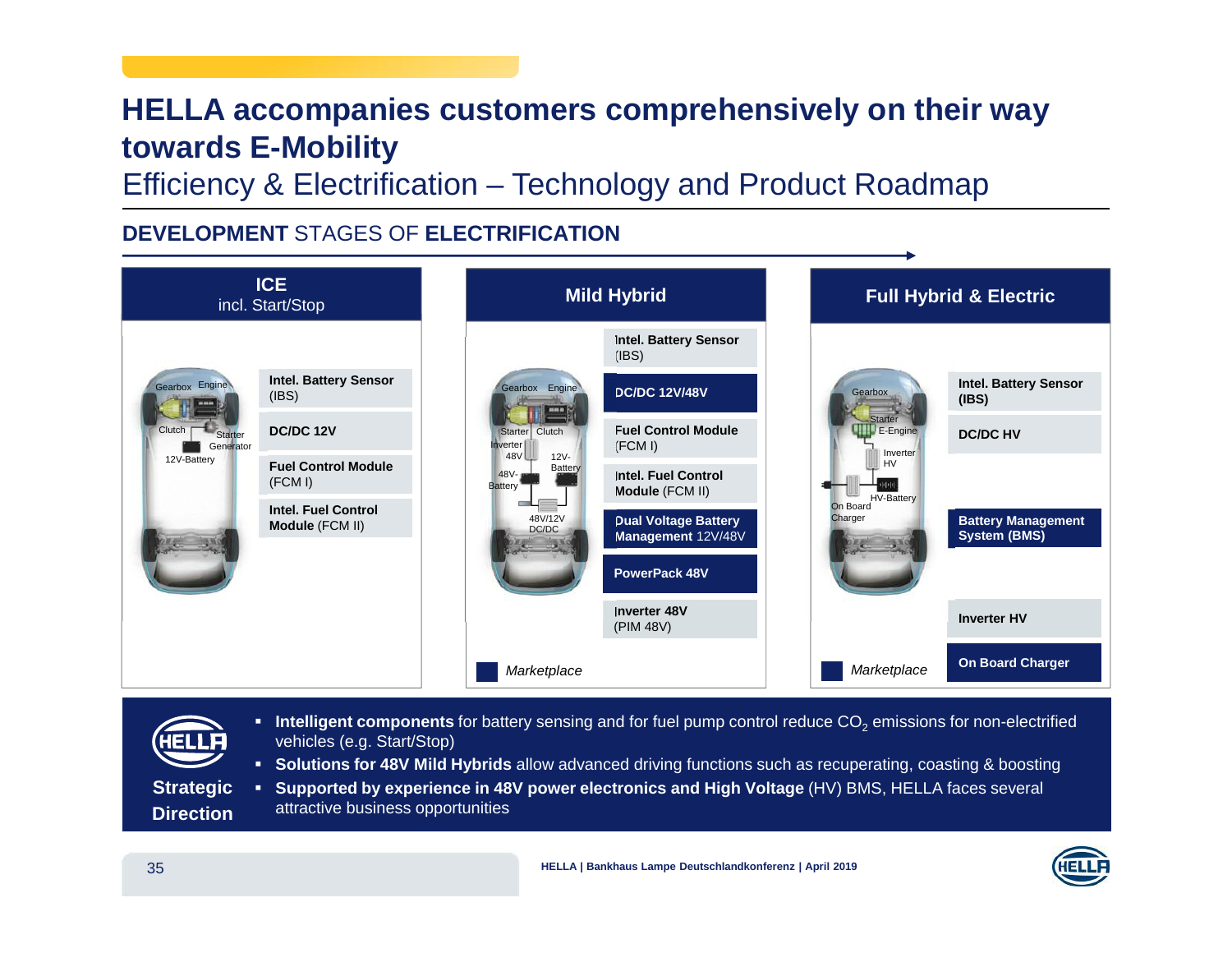# HELLA accompanies customers comprehensively on their way towards E-Mobility

## Efficiency & Electrification – Technology and Product Roadmap

**DEVELOPMENT** STAGES OF **ELECTRIFICATION**

### ICE incl. Start/Stop

Gearbox, Engine, Clutch, Starter Generator, 12V-Battery

- **Intel. Battery Sensor** (IBS)
- **DC/DC 12V**
- **Fuel Control Module** (FCM I)
- **Intel. Fuel Control Module** (FCM II)

### Mild Hybrid

Gearbox, Engine, Starter, Clutch, Inverter 48V, 12V-Battery, 48V-Battery, 48V/12V DC/DC

- **Intel. Battery Sensor** (IBS)
- **DC/DC 12V/48V**
- **Fuel Control Module** (FCM I)
- **Intel. Fuel Control Module** (FCM II)
- **Dual Voltage Battery Management** 12V/48V
- **PowerPack 48V**
- **Inverter 48V** (PIM 48V)

*Marketplace*

### Full Hybrid & Electric

Gearbox, Starter, E-Engine, Inverter HV, On Board Charger, HV-Battery

- **Intel. Battery Sensor (IBS)**
- **DC/DC HV**
- **Battery Management System (BMS)**
- **Inverter HV**
- **On Board Charger**

*Marketplace*

### Strategic Direction

- **Intelligent components** for battery sensing and for fuel pump control reduce $CO_2$ emissions for non-electrified vehicles (e.g. Start/Stop)
- **Solutions for 48V Mild Hybrids** allow advanced driving functions such as recuperating, coasting & boosting
- **Supported by experience in 48V power electronics and High Voltage** (HV) BMS, HELLA faces several attractive business opportunities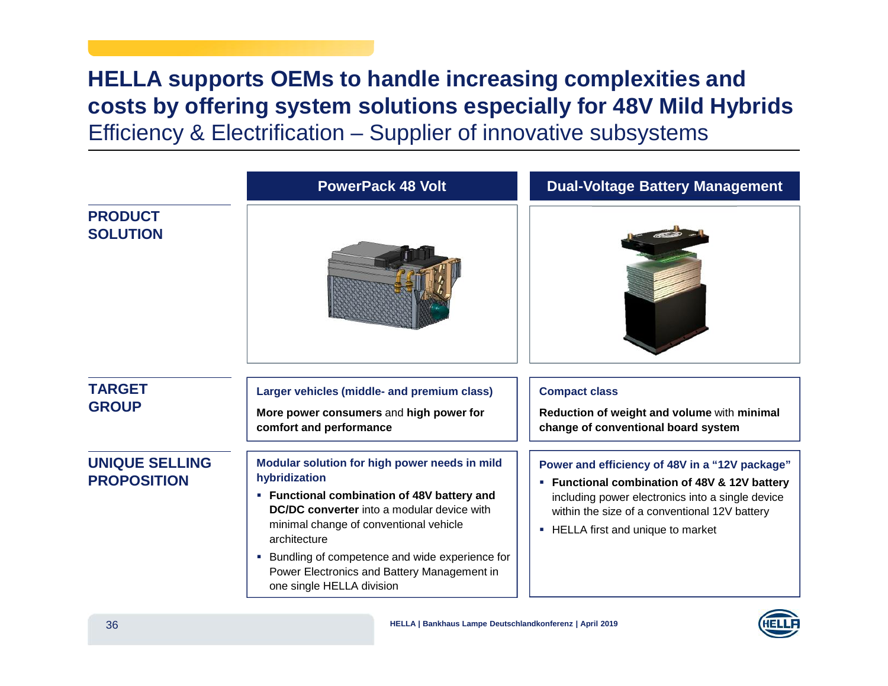# HELLA supports OEMs to handle increasing complexities and costs by offering system solutions especially for 48V Mild Hybrids

## Efficiency & Electrification – Supplier of innovative subsystems

| | PowerPack 48 Volt | Dual-Voltage Battery Management |
|---|---|---|
| **PRODUCT SOLUTION** | | |
| **TARGET GROUP** | **Larger vehicles (middle- and premium class)**<br><br>**More power consumers** and **high power for comfort and performance** | **Compact class**<br><br>**Reduction of weight and volume** with **minimal change of conventional board system** |
| **UNIQUE SELLING PROPOSITION** | **Modular solution for high power needs in mild hybridization**<br><br>▪ **Functional combination of 48V battery and DC/DC converter** into a modular device with minimal change of conventional vehicle architecture<br>▪ Bundling of competence and wide experience for Power Electronics and Battery Management in one single HELLA division | **Power and efficiency of 48V in a "12V package"**<br><br>▪ **Functional combination of 48V & 12V battery** including power electronics into a single device within the size of a conventional 12V battery<br>▪ HELLA first and unique to market |

HELLA | Bankhaus Lampe Deutschlandkonferenz | April 2019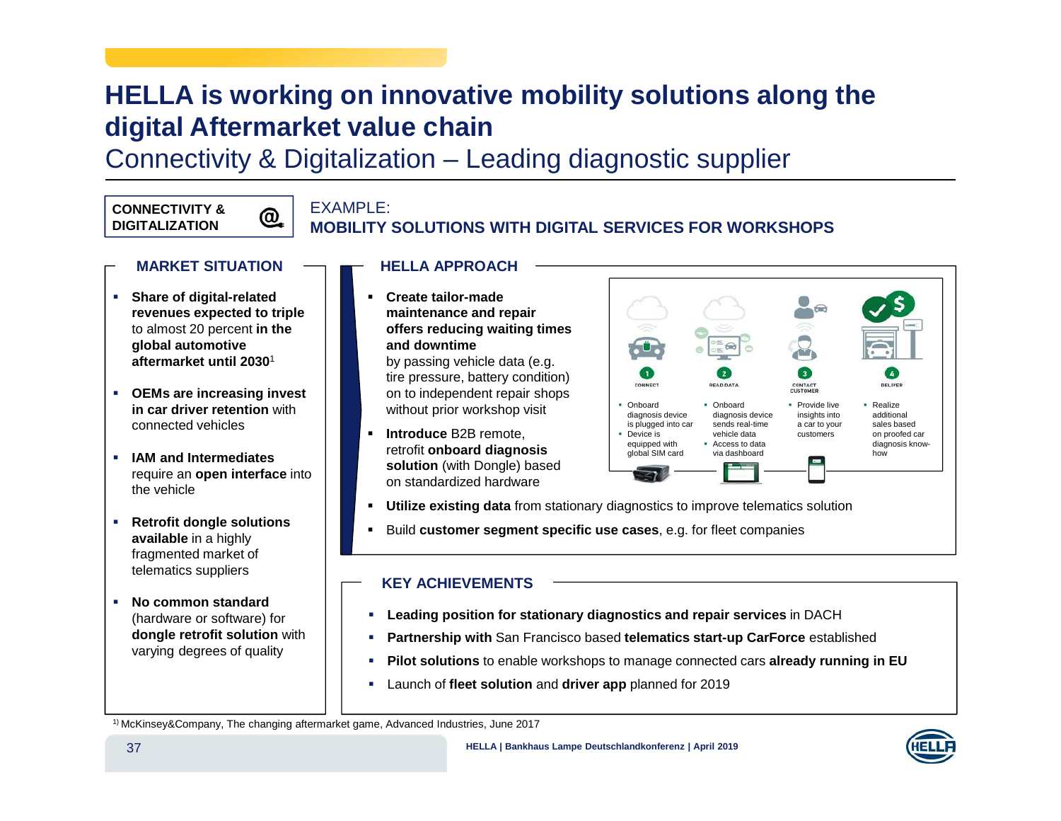# HELLA is working on innovative mobility solutions along the digital Aftermarket value chain

## Connectivity & Digitalization – Leading diagnostic supplier

**CONNECTIVITY & DIGITALIZATION**

EXAMPLE:
**MOBILITY SOLUTIONS WITH DIGITAL SERVICES FOR WORKSHOPS**

### MARKET SITUATION

- **Share of digital-related revenues expected to triple** to almost 20 percent **in the global automotive aftermarket until 2030**[1]
- **OEMs are increasing invest in car driver retention** with connected vehicles
- **IAM and Intermediates** require an **open interface** into the vehicle
- **Retrofit dongle solutions available** in a highly fragmented market of telematics suppliers
- **No common standard** (hardware or software) for **dongle retrofit solution** with varying degrees of quality

### HELLA APPROACH

- **Create tailor-made maintenance and repair offers reducing waiting times and downtime** by passing vehicle data (e.g. tire pressure, battery condition) on to independent repair shops without prior workshop visit
- **Introduce** B2B remote, retrofit **onboard diagnosis solution** (with Dongle) based on standardized hardware

1. CONNECT
   - Onboard diagnosis device is plugged into car
   - Device is equipped with global SIM card
2. READ DATA
   - Onboard diagnosis device sends real-time vehicle data
   - Access to data via dashboard
3. CONTACT CUSTOMER
   - Provide live insights into a car to your customers
4. DELIVER
   - Realize additional sales based on proofed car diagnosis know-how

- **Utilize existing data** from stationary diagnostics to improve telematics solution
- Build **customer segment specific use cases**, e.g. for fleet companies

### KEY ACHIEVEMENTS

- **Leading position for stationary diagnostics and repair services** in DACH
- **Partnership with** San Francisco based **telematics start-up CarForce** established
- **Pilot solutions** to enable workshops to manage connected cars **already running in EU**
- Launch of **fleet solution** and **driver app** planned for 2019

[1] McKinsey&Company, The changing aftermarket game, Advanced Industries, June 2017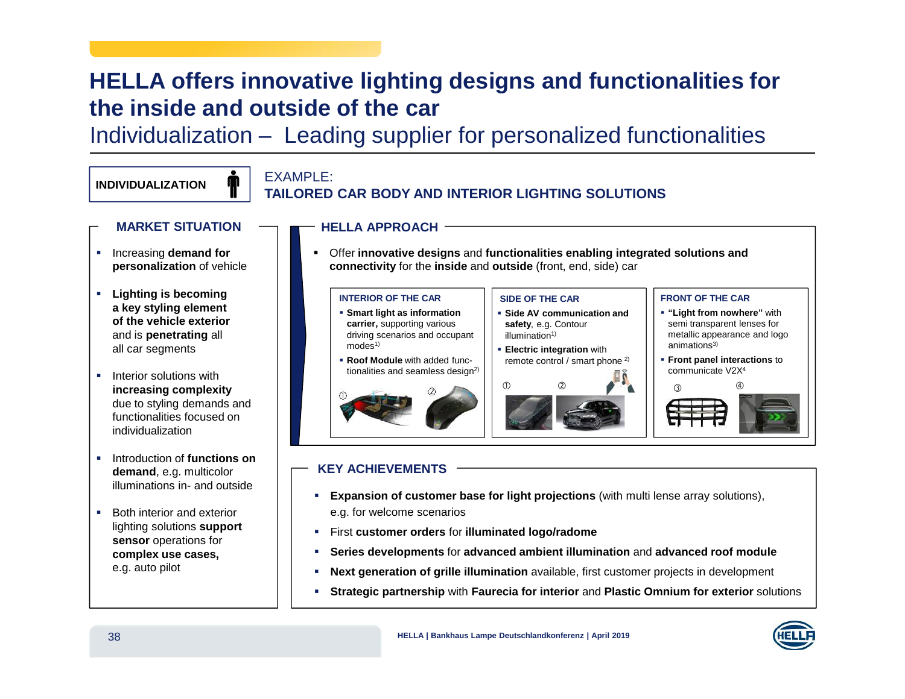# HELLA offers innovative lighting designs and functionalities for the inside and outside of the car

## Individualization – Leading supplier for personalized functionalities

**INDIVIDUALIZATION**

EXAMPLE:
**TAILORED CAR BODY AND INTERIOR LIGHTING SOLUTIONS**

### MARKET SITUATION

- Increasing **demand for personalization** of vehicle
- **Lighting is becoming a key styling element of the vehicle exterior** and is **penetrating** all all car segments
- Interior solutions with **increasing complexity** due to styling demands and functionalities focused on individualization
- Introduction of **functions on demand**, e.g. multicolor illuminations in- and outside
- Both interior and exterior lighting solutions **support sensor** operations for **complex use cases,** e.g. auto pilot

### HELLA APPROACH

- Offer **innovative designs** and **functionalities enabling integrated solutions and connectivity** for the **inside** and **outside** (front, end, side) car

**INTERIOR OF THE CAR**

- **Smart light as information carrier,** supporting various driving scenarios and occupant modes[1)]
- **Roof Module** with added functionalities and seamless design[2)]

**SIDE OF THE CAR**

- **Side AV communication and safety**, e.g. Contour illumination[1)]
- **Electric integration** with remote control / smart phone [2)]

**FRONT OF THE CAR**

- **"Light from nowhere"** with semi transparent lenses for metallic appearance and logo animations[3)]
- **Front panel interactions** to communicate V2X[4]

### KEY ACHIEVEMENTS

- **Expansion of customer base for light projections** (with multi lense array solutions), e.g. for welcome scenarios
- First **customer orders** for **illuminated logo/radome**
- **Series developments** for **advanced ambient illumination** and **advanced roof module**
- **Next generation of grille illumination** available, first customer projects in development
- **Strategic partnership** with **Faurecia for interior** and **Plastic Omnium for exterior** solutions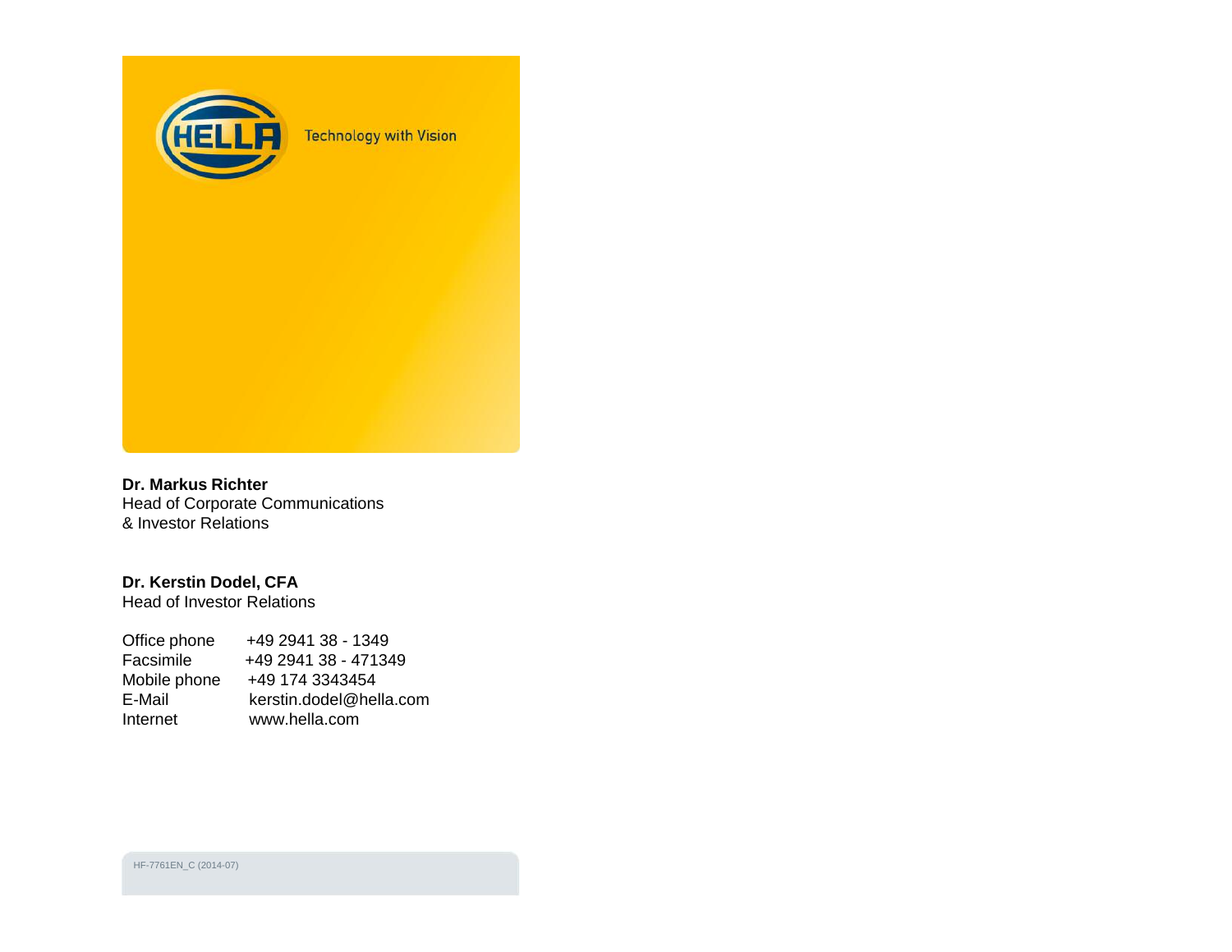Technology with Vision

**Dr. Markus Richter**
Head of Corporate Communications
& Investor Relations

**Dr. Kerstin Dodel, CFA**
Head of Investor Relations

| | |
|---|---|
| Office phone | +49 2941 38 - 1349 |
| Facsimile | +49 2941 38 - 471349 |
| Mobile phone | +49 174 3343454 |
| E-Mail | kerstin.dodel@hella.com |
| Internet | www.hella.com |

HF-7761EN_C (2014-07)